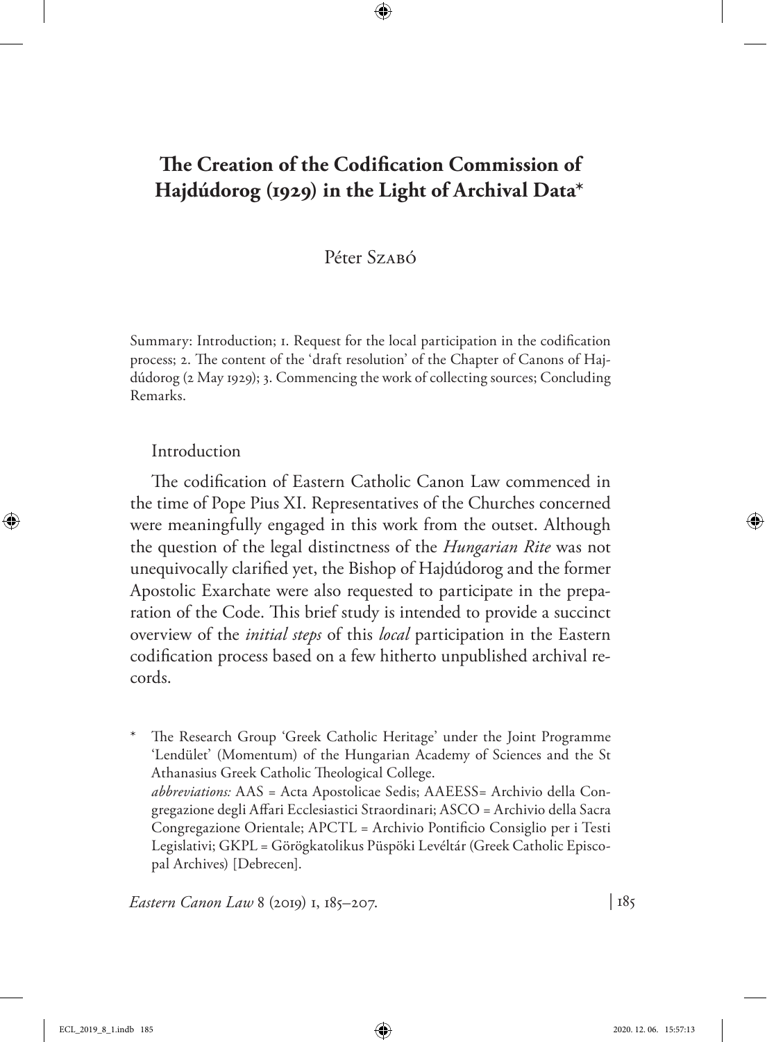# The Creation of the Codification Commission of Hajdúdorog (1929) in the Light of Archival Data*

Péter Szabó

Summary: Introduction; 1. Request for the local participation in the codification process; 2. The content of the 'draft resolution' of the Chapter of Canons of Hajdúdorog (2 May 1929); 3. Commencing the work of collecting sources; Concluding Remarks.

## Introduction

The codification of Eastern Catholic Canon Law commenced in the time of Pope Pius XI. Representatives of the Churches concerned were meaningfully engaged in this work from the outset. Although the question of the legal distinctness of the *Hungarian Rite* was not unequivocally clarified yet, the Bishop of Hajdúdorog and the former Apostolic Exarchate were also requested to participate in the preparation of the Code. This brief study is intended to provide a succinct overview of the *initial steps* of this *local* participation in the Eastern codification process based on a few hitherto unpublished archival records.

\* The Research Group 'Greek Catholic Heritage' under the Joint Programme 'Lendület' (Momentum) of the Hungarian Academy of Sciences and the St Athanasius Greek Catholic Theological College.
*abbreviations:* AAS = Acta Apostolicae Sedis; AAEESS= Archivio della Congregazione degli Affari Ecclesiastici Straordinari; ASCO = Archivio della Sacra Congregazione Orientale; APCTL = Archivio Pontificio Consiglio per i Testi Legislativi; GKPL = Görögkatolikus Püspöki Levéltár (Greek Catholic Episcopal Archives) [Debrecen].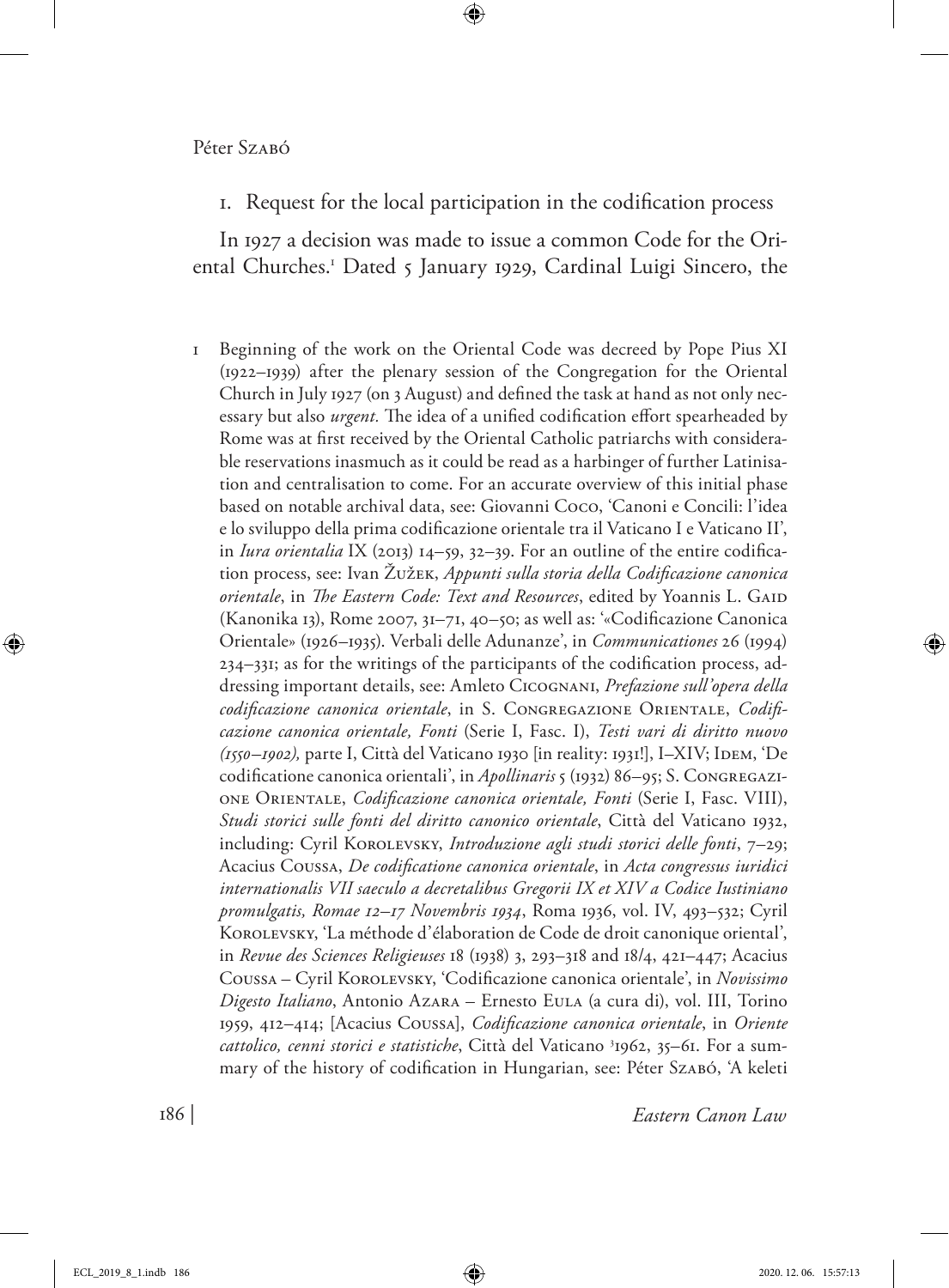## 1. Request for the local participation in the codification process

In 1927 a decision was made to issue a common Code for the Oriental Churches.[1] Dated 5 January 1929, Cardinal Luigi Sincero, the

1 Beginning of the work on the Oriental Code was decreed by Pope Pius XI (1922–1939) after the plenary session of the Congregation for the Oriental Church in July 1927 (on 3 August) and defined the task at hand as not only necessary but also *urgent.* The idea of a unified codification effort spearheaded by Rome was at first received by the Oriental Catholic patriarchs with considerable reservations inasmuch as it could be read as a harbinger of further Latinisation and centralisation to come. For an accurate overview of this initial phase based on notable archival data, see: Giovanni Coco, 'Canoni e Concili: l'idea e lo sviluppo della prima codificazione orientale tra il Vaticano I e Vaticano II', in *Iura orientalia* IX (2013) 14–59, 32–39. For an outline of the entire codification process, see: Ivan Žužek, *Appunti sulla storia della Codificazione canonica orientale*, in *The Eastern Code: Text and Resources*, edited by Yoannis L. Gaid (Kanonika 13), Rome 2007, 31–71, 40–50; as well as: '«Codificazione Canonica Orientale» (1926–1935). Verbali delle Adunanze', in *Communicationes* 26 (1994) 234–331; as for the writings of the participants of the codification process, addressing important details, see: Amleto Cicognani, *Prefazione sull'opera della codificazione canonica orientale*, in S. Congregazione Orientale, *Codificazione canonica orientale, Fonti* (Serie I, Fasc. I), *Testi vari di diritto nuovo (1550–1902),* parte I, Città del Vaticano 1930 [in reality: 1931!], I–XIV; Idem, 'De codificatione canonica orientali', in *Apollinaris* 5 (1932) 86–95; S. Congregazione Orientale, *Codificazione canonica orientale, Fonti* (Serie I, Fasc. VIII), *Studi storici sulle fonti del diritto canonico orientale*, Città del Vaticano 1932, including: Cyril Korolevsky, *Introduzione agli studi storici delle fonti*, 7–29; Acacius Coussa, *De codificatione canonica orientale*, in *Acta congressus iuridici internationalis VII saeculo a decretalibus Gregorii IX et XIV a Codice Iustiniano promulgatis, Romae 12–17 Novembris 1934*, Roma 1936, vol. IV, 493–532; Cyril Korolevsky, 'La méthode d'élaboration de Code de droit canonique oriental', in *Revue des Sciences Religieuses* 18 (1938) 3, 293–318 and 18/4, 421–447; Acacius Coussa – Cyril Korolevsky, 'Codificazione canonica orientale', in *Novissimo Digesto Italiano*, Antonio Azara – Ernesto Eula (a cura di), vol. III, Torino 1959, 412–414; [Acacius Coussa], *Codificazione canonica orientale*, in *Oriente cattolico, cenni storici e statistiche*, Città del Vaticano [3]1962, 35–61. For a summary of the history of codification in Hungarian, see: Péter Szabó, 'A keleti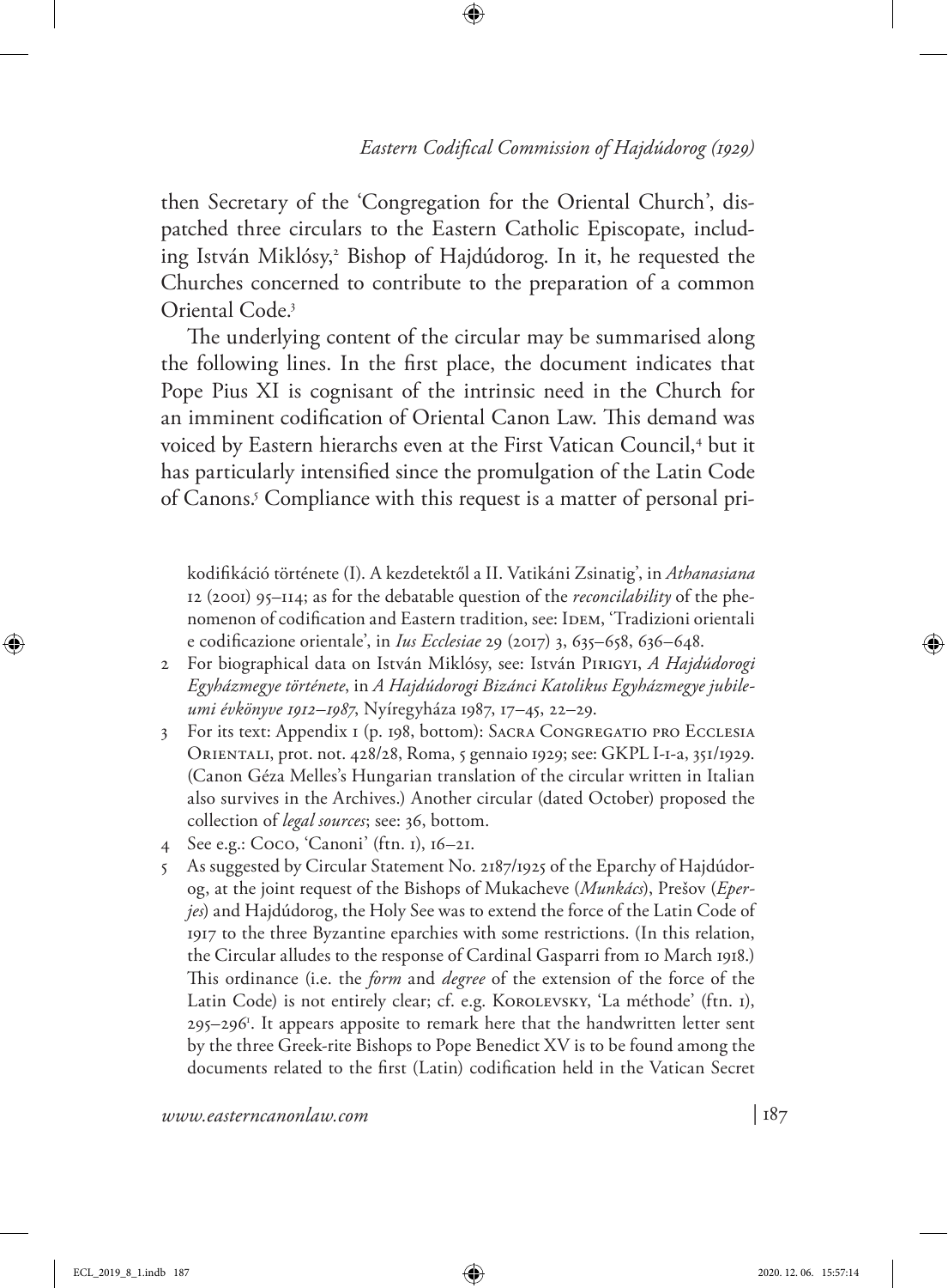then Secretary of the 'Congregation for the Oriental Church', dispatched three circulars to the Eastern Catholic Episcopate, including István Miklósy,[2] Bishop of Hajdúdorog. In it, he requested the Churches concerned to contribute to the preparation of a common Oriental Code.[3]

The underlying content of the circular may be summarised along the following lines. In the first place, the document indicates that Pope Pius XI is cognisant of the intrinsic need in the Church for an imminent codification of Oriental Canon Law. This demand was voiced by Eastern hierarchs even at the First Vatican Council,[4] but it has particularly intensified since the promulgation of the Latin Code of Canons.[5] Compliance with this request is a matter of personal pri-

kodifikáció története (I). A kezdetektől a II. Vatikáni Zsinatig', in *Athanasiana* 12 (2001) 95–114; as for the debatable question of the *reconcilability* of the phenomenon of codification and Eastern tradition, see: Idem, 'Tradizioni orientali e codificazione orientale', in *Ius Ecclesiae* 29 (2017) 3, 635–658, 636–648.

2 For biographical data on István Miklósy, see: István Pirigyi, *A Hajdúdorogi Egyházmegye története*, in *A Hajdúdorogi Bizánci Katolikus Egyházmegye jubileumi évkönyve 1912–1987*, Nyíregyháza 1987, 17–45, 22–29.

3 For its text: Appendix 1 (p. 198, bottom): Sacra Congregatio pro Ecclesia Orientali, prot. not. 428/28, Roma, 5 gennaio 1929; see: GKPL I-1-a, 351/1929. (Canon Géza Melles's Hungarian translation of the circular written in Italian also survives in the Archives.) Another circular (dated October) proposed the collection of *legal sources*; see: 36, bottom.

4 See e.g.: Coco, 'Canoni' (ftn. 1), 16–21.

5 As suggested by Circular Statement No. 2187/1925 of the Eparchy of Hajdúdorog, at the joint request of the Bishops of Mukacheve (*Munkács*), Prešov (*Eperjes*) and Hajdúdorog, the Holy See was to extend the force of the Latin Code of 1917 to the three Byzantine eparchies with some restrictions. (In this relation, the Circular alludes to the response of Cardinal Gasparri from 10 March 1918.) This ordinance (i.e. the *form* and *degree* of the extension of the force of the Latin Code) is not entirely clear; cf. e.g. Korolevsky, 'La méthode' (ftn. 1), 295–296[1]. It appears apposite to remark here that the handwritten letter sent by the three Greek-rite Bishops to Pope Benedict XV is to be found among the documents related to the first (Latin) codification held in the Vatican Secret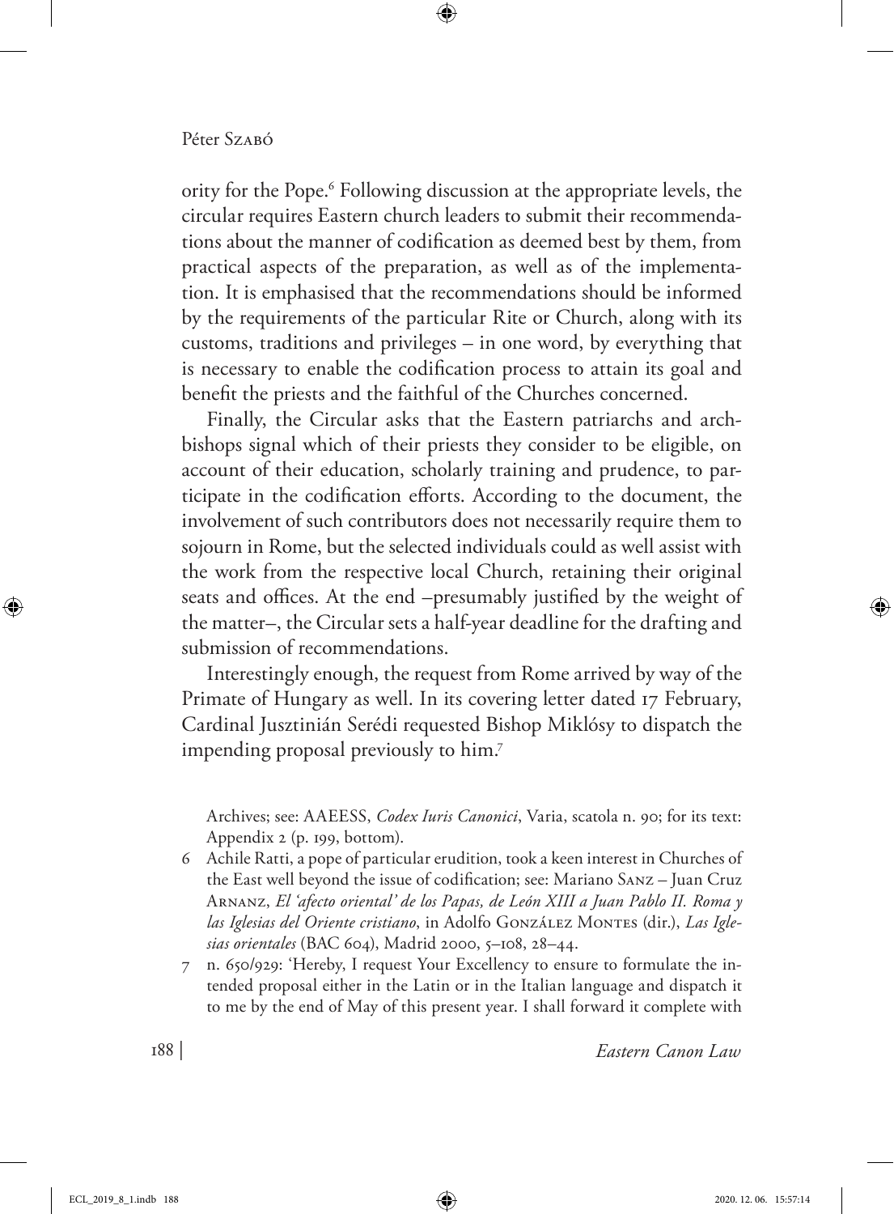ority for the Pope.[6] Following discussion at the appropriate levels, the circular requires Eastern church leaders to submit their recommendations about the manner of codification as deemed best by them, from practical aspects of the preparation, as well as of the implementation. It is emphasised that the recommendations should be informed by the requirements of the particular Rite or Church, along with its customs, traditions and privileges – in one word, by everything that is necessary to enable the codification process to attain its goal and benefit the priests and the faithful of the Churches concerned.

Finally, the Circular asks that the Eastern patriarchs and archbishops signal which of their priests they consider to be eligible, on account of their education, scholarly training and prudence, to participate in the codification efforts. According to the document, the involvement of such contributors does not necessarily require them to sojourn in Rome, but the selected individuals could as well assist with the work from the respective local Church, retaining their original seats and offices. At the end –presumably justified by the weight of the matter–, the Circular sets a half-year deadline for the drafting and submission of recommendations.

Interestingly enough, the request from Rome arrived by way of the Primate of Hungary as well. In its covering letter dated 17 February, Cardinal Jusztinián Serédi requested Bishop Miklósy to dispatch the impending proposal previously to him.[7]

Archives; see: AAEESS, *Codex Iuris Canonici*, Varia, scatola n. 90; for its text: Appendix 2 (p. 199, bottom).

6 Achile Ratti, a pope of particular erudition, took a keen interest in Churches of the East well beyond the issue of codification; see: Mariano Sanz – Juan Cruz Arnanz, *El 'afecto oriental' de los Papas, de León XIII a Juan Pablo II. Roma y las Iglesias del Oriente cristiano*, in Adolfo González Montes (dir.), *Las Iglesias orientales* (BAC 604), Madrid 2000, 5–108, 28–44.

7 n. 650/929: 'Hereby, I request Your Excellency to ensure to formulate the intended proposal either in the Latin or in the Italian language and dispatch it to me by the end of May of this present year. I shall forward it complete with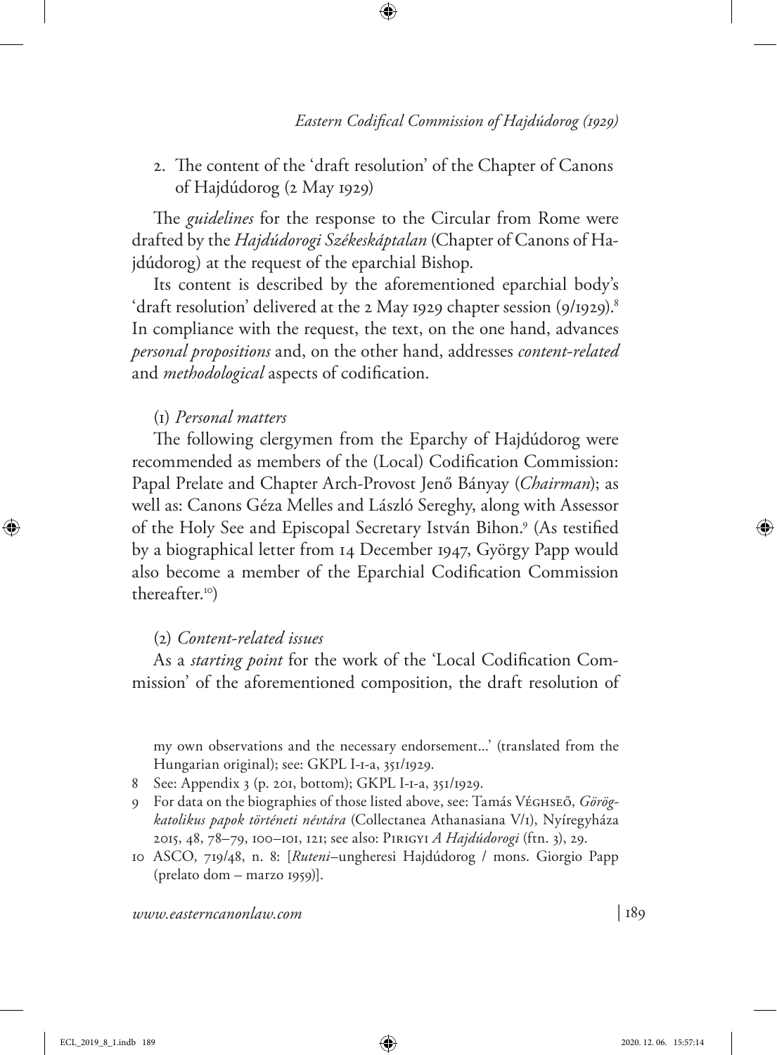2. The content of the 'draft resolution' of the Chapter of Canons of Hajdúdorog (2 May 1929)

The *guidelines* for the response to the Circular from Rome were drafted by the *Hajdúdorogi Székeskáptalan* (Chapter of Canons of Hajdúdorog) at the request of the eparchial Bishop.

Its content is described by the aforementioned eparchial body's 'draft resolution' delivered at the 2 May 1929 chapter session (9/1929).[8] In compliance with the request, the text, on the one hand, advances *personal propositions* and, on the other hand, addresses *content-related* and *methodological* aspects of codification.

(1) *Personal matters*

The following clergymen from the Eparchy of Hajdúdorog were recommended as members of the (Local) Codification Commission: Papal Prelate and Chapter Arch-Provost Jenő Bányay (*Chairman*); as well as: Canons Géza Melles and László Sereghy, along with Assessor of the Holy See and Episcopal Secretary István Bihon.[9] (As testified by a biographical letter from 14 December 1947, György Papp would also become a member of the Eparchial Codification Commission thereafter.[10])

(2) *Content-related issues*

As a *starting point* for the work of the 'Local Codification Commission' of the aforementioned composition, the draft resolution of

my own observations and the necessary endorsement...' (translated from the Hungarian original); see: GKPL I-1-a, 351/1929.

8 See: Appendix 3 (p. 201, bottom); GKPL I-1-a, 351/1929.

9 For data on the biographies of those listed above, see: Tamás Véghseő, *Görögkatolikus papok történeti névtára* (Collectanea Athanasiana V/1), Nyíregyháza 2015, 48, 78–79, 100–101, 121; see also: Pirigyi *A Hajdúdorogi* (ftn. 3), 29.

10 ASCO, 719/48, n. 8: [*Ruteni*–ungheresi Hajdúdorog / mons. Giorgio Papp (prelato dom – marzo 1959)].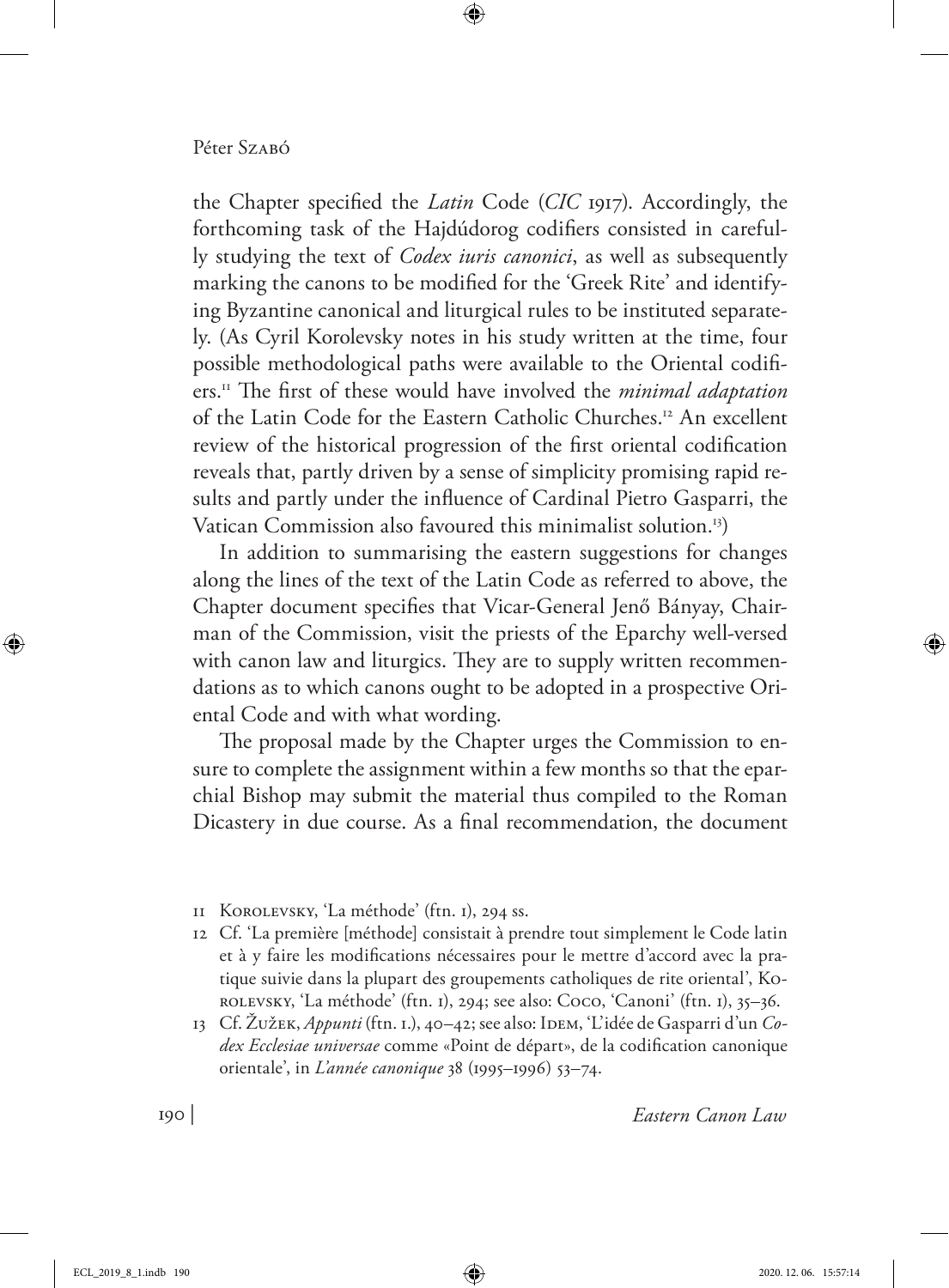the Chapter specified the *Latin* Code (*CIC* 1917). Accordingly, the forthcoming task of the Hajdúdorog codifiers consisted in carefully studying the text of *Codex iuris canonici*, as well as subsequently marking the canons to be modified for the 'Greek Rite' and identifying Byzantine canonical and liturgical rules to be instituted separately. (As Cyril Korolevsky notes in his study written at the time, four possible methodological paths were available to the Oriental codifiers.[11] The first of these would have involved the *minimal adaptation* of the Latin Code for the Eastern Catholic Churches.[12] An excellent review of the historical progression of the first oriental codification reveals that, partly driven by a sense of simplicity promising rapid results and partly under the influence of Cardinal Pietro Gasparri, the Vatican Commission also favoured this minimalist solution.[13])

In addition to summarising the eastern suggestions for changes along the lines of the text of the Latin Code as referred to above, the Chapter document specifies that Vicar-General Jenő Bányay, Chairman of the Commission, visit the priests of the Eparchy well-versed with canon law and liturgics. They are to supply written recommendations as to which canons ought to be adopted in a prospective Oriental Code and with what wording.

The proposal made by the Chapter urges the Commission to ensure to complete the assignment within a few months so that the eparchial Bishop may submit the material thus compiled to the Roman Dicastery in due course. As a final recommendation, the document

11 Korolevsky, 'La méthode' (ftn. 1), 294 ss.

12 Cf. 'La première [méthode] consistait à prendre tout simplement le Code latin et à y faire les modifications nécessaires pour le mettre d'accord avec la pratique suivie dans la plupart des groupements catholiques de rite oriental', Korolevsky, 'La méthode' (ftn. 1), 294; see also: Coco, 'Canoni' (ftn. 1), 35–36.

13 Cf. Žužek, *Appunti* (ftn. 1.), 40–42; see also: Idem, 'L'idée de Gasparri d'un *Codex Ecclesiae universae* comme «Point de départ», de la codification canonique orientale', in *L'année canonique* 38 (1995–1996) 53–74.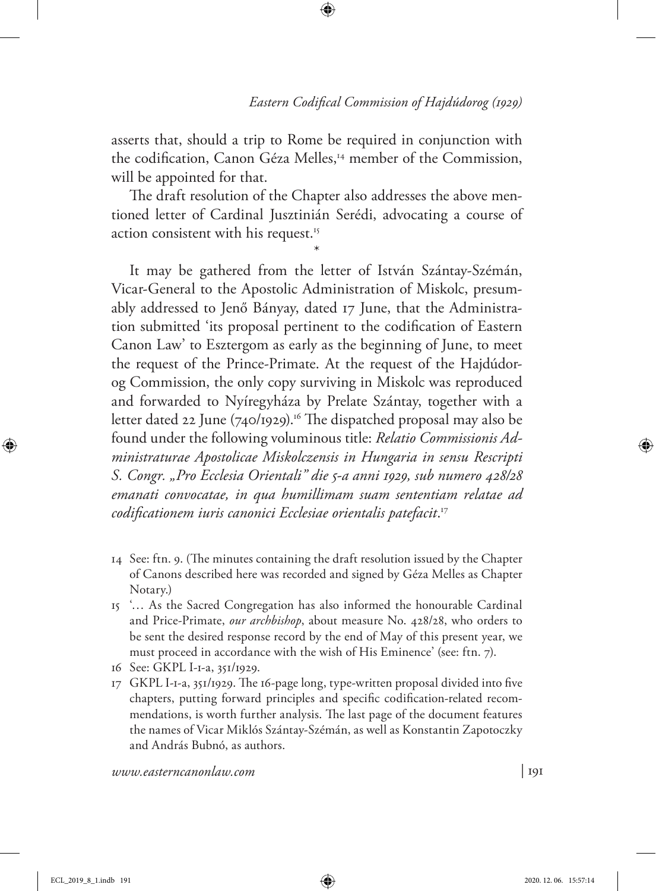asserts that, should a trip to Rome be required in conjunction with the codification, Canon Géza Melles,[14] member of the Commission, will be appointed for that.

The draft resolution of the Chapter also addresses the above mentioned letter of Cardinal Jusztinián Serédi, advocating a course of action consistent with his request.[15]

*

It may be gathered from the letter of István Szántay-Szémán, Vicar-General to the Apostolic Administration of Miskolc, presumably addressed to Jenő Bányay, dated 17 June, that the Administration submitted 'its proposal pertinent to the codification of Eastern Canon Law' to Esztergom as early as the beginning of June, to meet the request of the Prince-Primate. At the request of the Hajdúdorog Commission, the only copy surviving in Miskolc was reproduced and forwarded to Nyíregyháza by Prelate Szántay, together with a letter dated 22 June (740/1929).[16] The dispatched proposal may also be found under the following voluminous title: *Relatio Commissionis Administraturae Apostolicae Miskolczensis in Hungaria in sensu Rescripti S. Congr. „Pro Ecclesia Orientali" die 5-a anni 1929, sub numero 428/28 emanati convocatae, in qua humillimam suam sententiam relatae ad codificationem iuris canonici Ecclesiae orientalis patefacit*.[17]

14 See: ftn. 9. (The minutes containing the draft resolution issued by the Chapter of Canons described here was recorded and signed by Géza Melles as Chapter Notary.)

15 '… As the Sacred Congregation has also informed the honourable Cardinal and Price-Primate, *our archbishop*, about measure No. 428/28, who orders to be sent the desired response record by the end of May of this present year, we must proceed in accordance with the wish of His Eminence' (see: ftn. 7).

16 See: GKPL I-1-a, 351/1929.

17 GKPL I-1-a, 351/1929. The 16-page long, type-written proposal divided into five chapters, putting forward principles and specific codification-related recommendations, is worth further analysis. The last page of the document features the names of Vicar Miklós Szántay-Szémán, as well as Konstantin Zapotoczky and András Bubnó, as authors.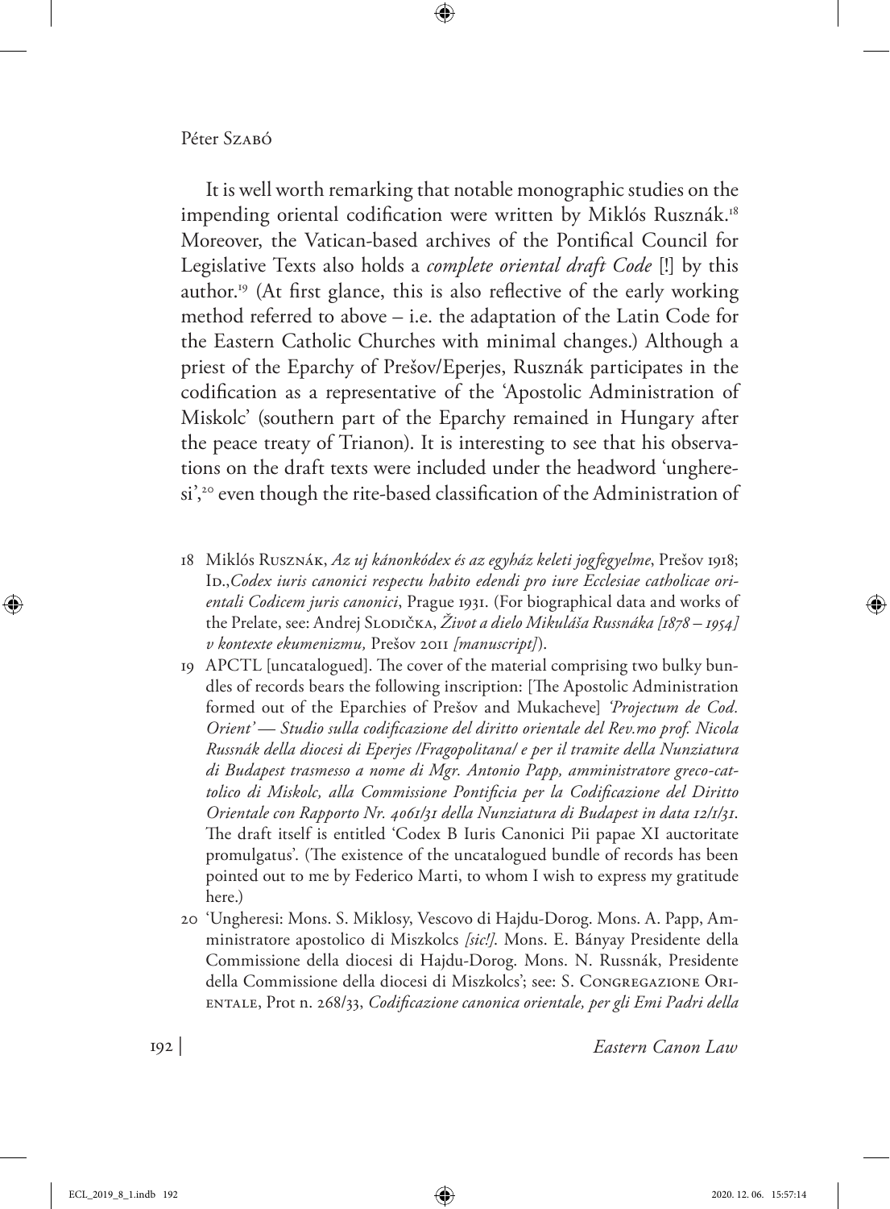It is well worth remarking that notable monographic studies on the impending oriental codification were written by Miklós Rusznák.[18] Moreover, the Vatican-based archives of the Pontifical Council for Legislative Texts also holds a *complete oriental draft Code* [!] by this author.[19] (At first glance, this is also reflective of the early working method referred to above – i.e. the adaptation of the Latin Code for the Eastern Catholic Churches with minimal changes.) Although a priest of the Eparchy of Prešov/Eperjes, Rusznák participates in the codification as a representative of the 'Apostolic Administration of Miskolc' (southern part of the Eparchy remained in Hungary after the peace treaty of Trianon). It is interesting to see that his observations on the draft texts were included under the headword 'ungheresi',[20] even though the rite-based classification of the Administration of

18 Miklós Rusznák, *Az uj kánonkódex és az egyház keleti jogfegyelme*, Prešov 1918; Id.,*Codex iuris canonici respectu habito edendi pro iure Ecclesiae catholicae orientali Codicem juris canonici*, Prague 1931. (For biographical data and works of the Prelate, see: Andrej Slodička, *Život a dielo Mikuláša Russnáka [1878 – 1954] v kontexte ekumenizmu,* Prešov 2011 *[manuscript]*).

19 APCTL [uncatalogued]. The cover of the material comprising two bulky bundles of records bears the following inscription: [The Apostolic Administration formed out of the Eparchies of Prešov and Mukacheve] *'Projectum de Cod. Orient' — Studio sulla codificazione del diritto orientale del Rev.mo prof. Nicola Russnák della diocesi di Eperjes /Fragopolitana/ e per il tramite della Nunziatura di Budapest trasmesso a nome di Mgr. Antonio Papp, amministratore greco-cattolico di Miskolc, alla Commissione Pontificia per la Codificazione del Diritto Orientale con Rapporto Nr. 4061/31 della Nunziatura di Budapest in data 12/1/31*. The draft itself is entitled 'Codex B Iuris Canonici Pii papae XI auctoritate promulgatus'. (The existence of the uncatalogued bundle of records has been pointed out to me by Federico Marti, to whom I wish to express my gratitude here.)

20 'Ungheresi: Mons. S. Miklosy, Vescovo di Hajdu-Dorog. Mons. A. Papp, Amministratore apostolico di Miszkolcs *[sic!]*. Mons. E. Bányay Presidente della Commissione della diocesi di Hajdu-Dorog. Mons. N. Russnák, Presidente della Commissione della diocesi di Miszkolcs'; see: S. Congregazione Orientale, Prot n. 268/33, *Codificazione canonica orientale, per gli Emi Padri della*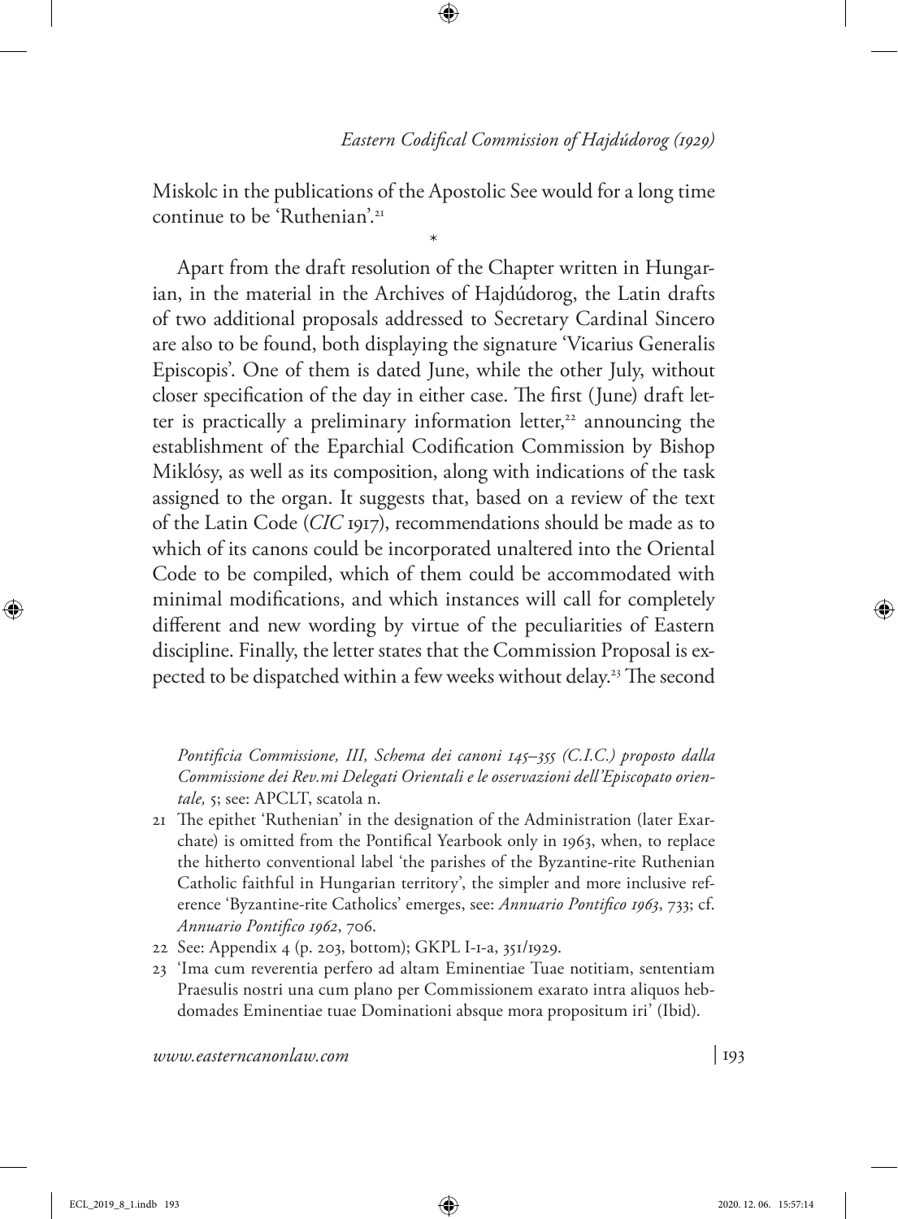Miskolc in the publications of the Apostolic See would for a long time continue to be 'Ruthenian'.[21]

*

Apart from the draft resolution of the Chapter written in Hungarian, in the material in the Archives of Hajdúdorog, the Latin drafts of two additional proposals addressed to Secretary Cardinal Sincero are also to be found, both displaying the signature 'Vicarius Generalis Episcopis'. One of them is dated June, while the other July, without closer specification of the day in either case. The first (June) draft letter is practically a preliminary information letter,[22] announcing the establishment of the Eparchial Codification Commission by Bishop Miklósy, as well as its composition, along with indications of the task assigned to the organ. It suggests that, based on a review of the text of the Latin Code (*CIC* 1917), recommendations should be made as to which of its canons could be incorporated unaltered into the Oriental Code to be compiled, which of them could be accommodated with minimal modifications, and which instances will call for completely different and new wording by virtue of the peculiarities of Eastern discipline. Finally, the letter states that the Commission Proposal is expected to be dispatched within a few weeks without delay.[23] The second

*Pontificia Commissione, III, Schema dei canoni 145–355 (C.I.C.) proposto dalla Commissione dei Rev.mi Delegati Orientali e le osservazioni dell'Episcopato orientale,* 5; see: APCLT, scatola n.

21 The epithet 'Ruthenian' in the designation of the Administration (later Exarchate) is omitted from the Pontifical Yearbook only in 1963, when, to replace the hitherto conventional label 'the parishes of the Byzantine-rite Ruthenian Catholic faithful in Hungarian territory', the simpler and more inclusive reference 'Byzantine-rite Catholics' emerges, see: *Annuario Pontifico 1963*, 733; cf. *Annuario Pontifico 1962*, 706.

22 See: Appendix 4 (p. 203, bottom); GKPL I-1-a, 351/1929.

23 'Ima cum reverentia perfero ad altam Eminentiae Tuae notitiam, sententiam Praesulis nostri una cum plano per Commissionem exarato intra aliquos hebdomades Eminentiae tuae Dominationi absque mora propositum iri' (Ibid).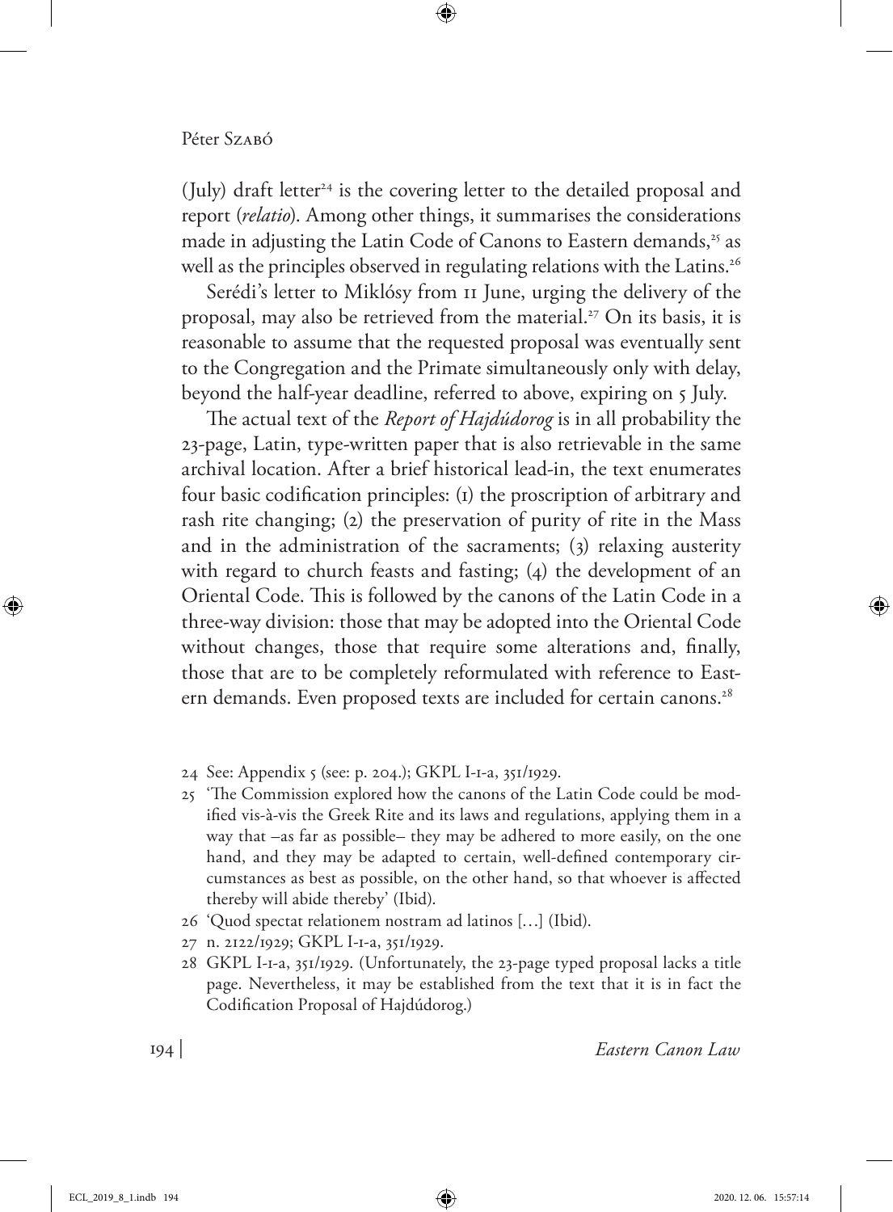(July) draft letter[24] is the covering letter to the detailed proposal and report (*relatio*). Among other things, it summarises the considerations made in adjusting the Latin Code of Canons to Eastern demands,[25] as well as the principles observed in regulating relations with the Latins.[26]

Serédi's letter to Miklósy from 11 June, urging the delivery of the proposal, may also be retrieved from the material.[27] On its basis, it is reasonable to assume that the requested proposal was eventually sent to the Congregation and the Primate simultaneously only with delay, beyond the half-year deadline, referred to above, expiring on 5 July.

The actual text of the *Report of Hajdúdorog* is in all probability the 23-page, Latin, type-written paper that is also retrievable in the same archival location. After a brief historical lead-in, the text enumerates four basic codification principles: (1) the proscription of arbitrary and rash rite changing; (2) the preservation of purity of rite in the Mass and in the administration of the sacraments; (3) relaxing austerity with regard to church feasts and fasting; (4) the development of an Oriental Code. This is followed by the canons of the Latin Code in a three-way division: those that may be adopted into the Oriental Code without changes, those that require some alterations and, finally, those that are to be completely reformulated with reference to Eastern demands. Even proposed texts are included for certain canons.[28]

24 See: Appendix 5 (see: p. 204.); GKPL I-1-a, 351/1929.

25 'The Commission explored how the canons of the Latin Code could be modified vis-à-vis the Greek Rite and its laws and regulations, applying them in a way that –as far as possible– they may be adhered to more easily, on the one hand, and they may be adapted to certain, well-defined contemporary circumstances as best as possible, on the other hand, so that whoever is affected thereby will abide thereby' (Ibid).

26 'Quod spectat relationem nostram ad latinos […] (Ibid).

27 n. 2122/1929; GKPL I-1-a, 351/1929.

28 GKPL I-1-a, 351/1929. (Unfortunately, the 23-page typed proposal lacks a title page. Nevertheless, it may be established from the text that it is in fact the Codification Proposal of Hajdúdorog.)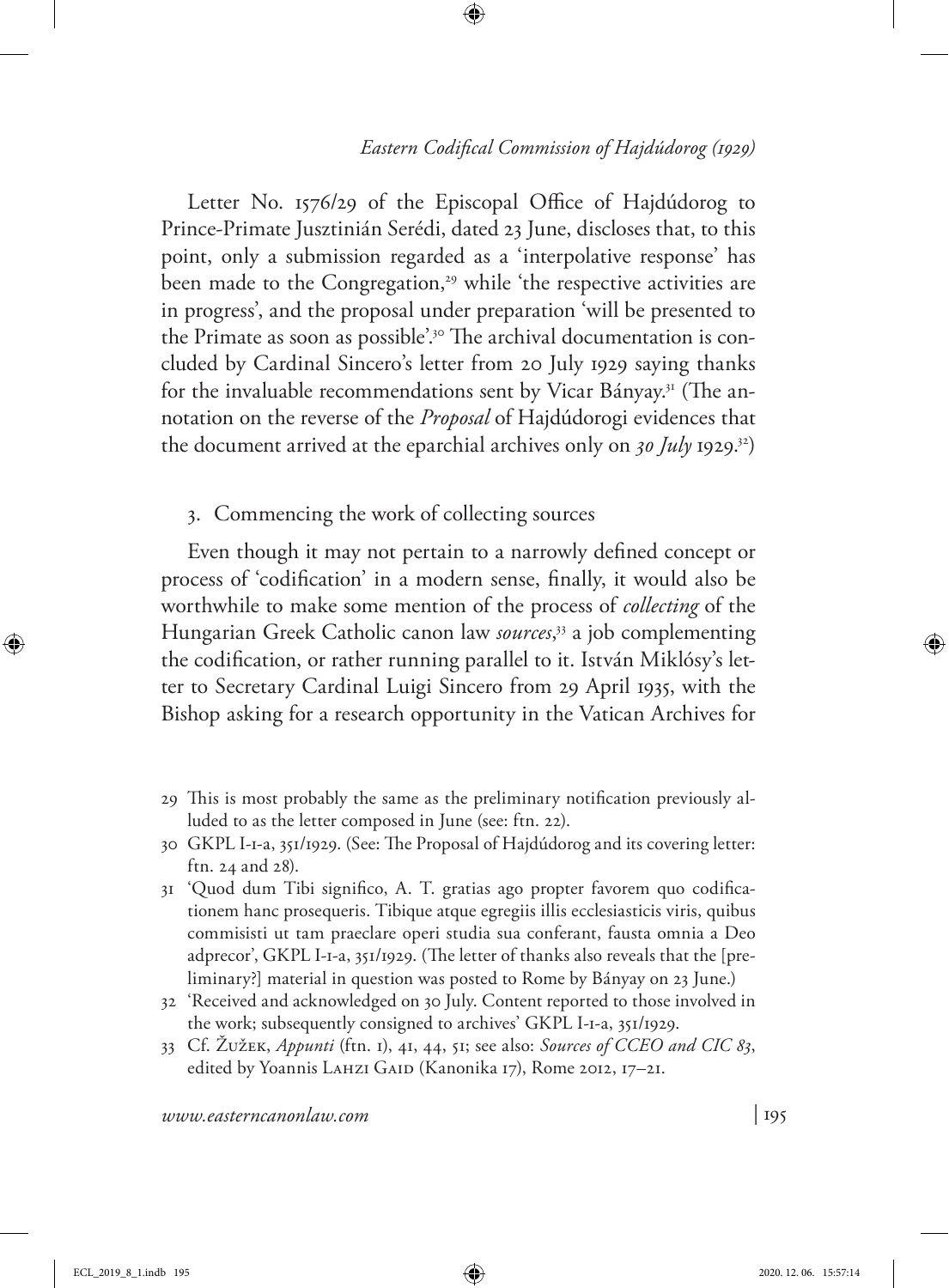Letter No. 1576/29 of the Episcopal Office of Hajdúdorog to Prince-Primate Jusztinián Serédi, dated 23 June, discloses that, to this point, only a submission regarded as a 'interpolative response' has been made to the Congregation,[29] while 'the respective activities are in progress', and the proposal under preparation 'will be presented to the Primate as soon as possible'.[30] The archival documentation is concluded by Cardinal Sincero's letter from 20 July 1929 saying thanks for the invaluable recommendations sent by Vicar Bányay.[31] (The annotation on the reverse of the *Proposal* of Hajdúdorogi evidences that the document arrived at the eparchial archives only on *30 July* 1929.[32])

## 3. Commencing the work of collecting sources

Even though it may not pertain to a narrowly defined concept or process of 'codification' in a modern sense, finally, it would also be worthwhile to make some mention of the process of *collecting* of the Hungarian Greek Catholic canon law *sources*,[33] a job complementing the codification, or rather running parallel to it. István Miklósy's letter to Secretary Cardinal Luigi Sincero from 29 April 1935, with the Bishop asking for a research opportunity in the Vatican Archives for

---

29 This is most probably the same as the preliminary notification previously alluded to as the letter composed in June (see: ftn. 22).

30 GKPL I-1-a, 351/1929. (See: The Proposal of Hajdúdorog and its covering letter: ftn. 24 and 28).

31 'Quod dum Tibi significo, A. T. gratias ago propter favorem quo codificationem hanc prosequeris. Tibique atque egregiis illis ecclesiasticis viris, quibus commisisti ut tam praeclare operi studia sua conferant, fausta omnia a Deo adprecor', GKPL I-1-a, 351/1929. (The letter of thanks also reveals that the [preliminary?] material in question was posted to Rome by Bányay on 23 June.)

32 'Received and acknowledged on 30 July. Content reported to those involved in the work; subsequently consigned to archives' GKPL I-1-a, 351/1929.

33 Cf. Žužek, *Appunti* (ftn. 1), 41, 44, 51; see also: *Sources of CCEO and CIC 83*, edited by Yoannis Lahzi Gaid (Kanonika 17), Rome 2012, 17–21.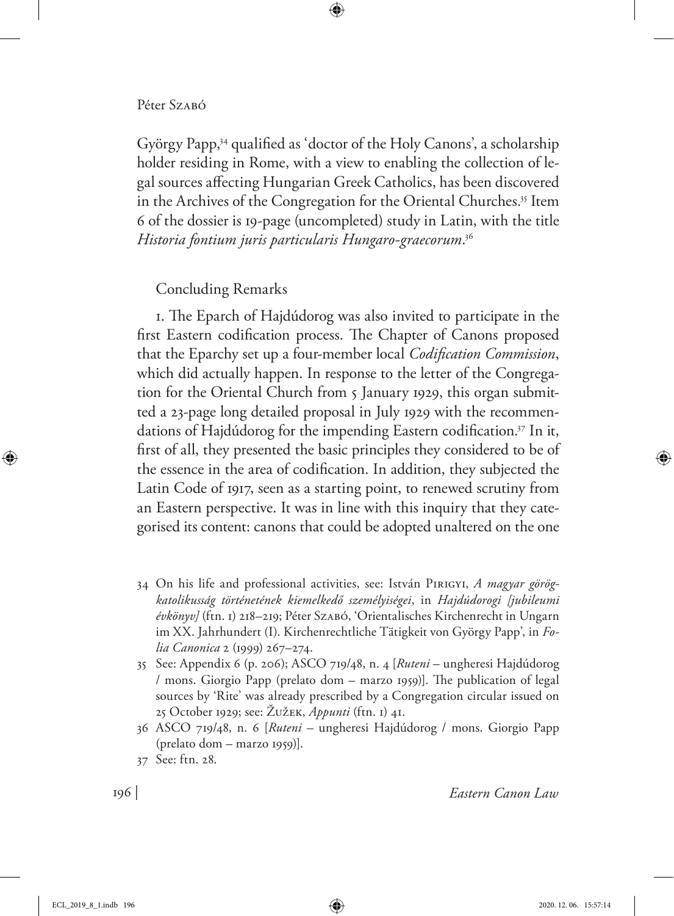György Papp,[34] qualified as 'doctor of the Holy Canons', a scholarship holder residing in Rome, with a view to enabling the collection of legal sources affecting Hungarian Greek Catholics, has been discovered in the Archives of the Congregation for the Oriental Churches.[35] Item 6 of the dossier is 19-page (uncompleted) study in Latin, with the title *Historia fontium juris particularis Hungaro-graecorum*.[36]

## Concluding Remarks

1. The Eparch of Hajdúdorog was also invited to participate in the first Eastern codification process. The Chapter of Canons proposed that the Eparchy set up a four-member local *Codification Commission*, which did actually happen. In response to the letter of the Congregation for the Oriental Church from 5 January 1929, this organ submitted a 23-page long detailed proposal in July 1929 with the recommendations of Hajdúdorog for the impending Eastern codification.[37] In it, first of all, they presented the basic principles they considered to be of the essence in the area of codification. In addition, they subjected the Latin Code of 1917, seen as a starting point, to renewed scrutiny from an Eastern perspective. It was in line with this inquiry that they categorised its content: canons that could be adopted unaltered on the one

---

34 On his life and professional activities, see: István Pirigyi, *A magyar görögkatolikusság történetének kiemelkedő személyiségei*, in *Hajdúdorogi [jubileumi évkönyv]* (ftn. 1) 218–219; Péter Szabó, 'Orientalisches Kirchenrecht in Ungarn im XX. Jahrhundert (I). Kirchenrechtliche Tätigkeit von György Papp', in *Folia Canonica* 2 (1999) 267–274.

35 See: Appendix 6 (p. 206); ASCO 719/48, n. 4 [*Ruteni* – ungheresi Hajdúdorog / mons. Giorgio Papp (prelato dom – marzo 1959)]. The publication of legal sources by 'Rite' was already prescribed by a Congregation circular issued on 25 October 1929; see: Žužek, *Appunti* (ftn. 1) 41.

36 ASCO 719/48, n. 6 [*Ruteni* – ungheresi Hajdúdorog / mons. Giorgio Papp (prelato dom – marzo 1959)].

37 See: ftn. 28.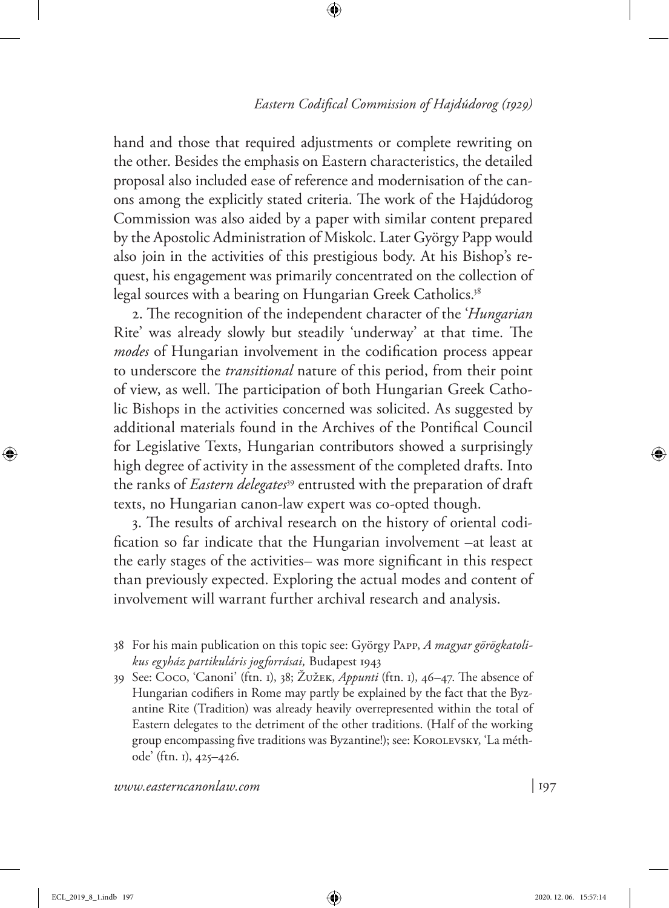hand and those that required adjustments or complete rewriting on the other. Besides the emphasis on Eastern characteristics, the detailed proposal also included ease of reference and modernisation of the canons among the explicitly stated criteria. The work of the Hajdúdorog Commission was also aided by a paper with similar content prepared by the Apostolic Administration of Miskolc. Later György Papp would also join in the activities of this prestigious body. At his Bishop's request, his engagement was primarily concentrated on the collection of legal sources with a bearing on Hungarian Greek Catholics.[38]

2. The recognition of the independent character of the '*Hungarian* Rite' was already slowly but steadily 'underway' at that time. The *modes* of Hungarian involvement in the codification process appear to underscore the *transitional* nature of this period, from their point of view, as well. The participation of both Hungarian Greek Catholic Bishops in the activities concerned was solicited. As suggested by additional materials found in the Archives of the Pontifical Council for Legislative Texts, Hungarian contributors showed a surprisingly high degree of activity in the assessment of the completed drafts. Into the ranks of *Eastern delegates*[39] entrusted with the preparation of draft texts, no Hungarian canon-law expert was co-opted though.

3. The results of archival research on the history of oriental codification so far indicate that the Hungarian involvement –at least at the early stages of the activities– was more significant in this respect than previously expected. Exploring the actual modes and content of involvement will warrant further archival research and analysis.

---

38 For his main publication on this topic see: György Papp, *A magyar görögkatolikus egyház partikuláris jogforrásai,* Budapest 1943

39 See: Coco, 'Canoni' (ftn. 1), 38; Žužek, *Appunti* (ftn. 1), 46–47. The absence of Hungarian codifiers in Rome may partly be explained by the fact that the Byzantine Rite (Tradition) was already heavily overrepresented within the total of Eastern delegates to the detriment of the other traditions. (Half of the working group encompassing five traditions was Byzantine!); see: Korolevsky, 'La méthode' (ftn. 1), 425–426.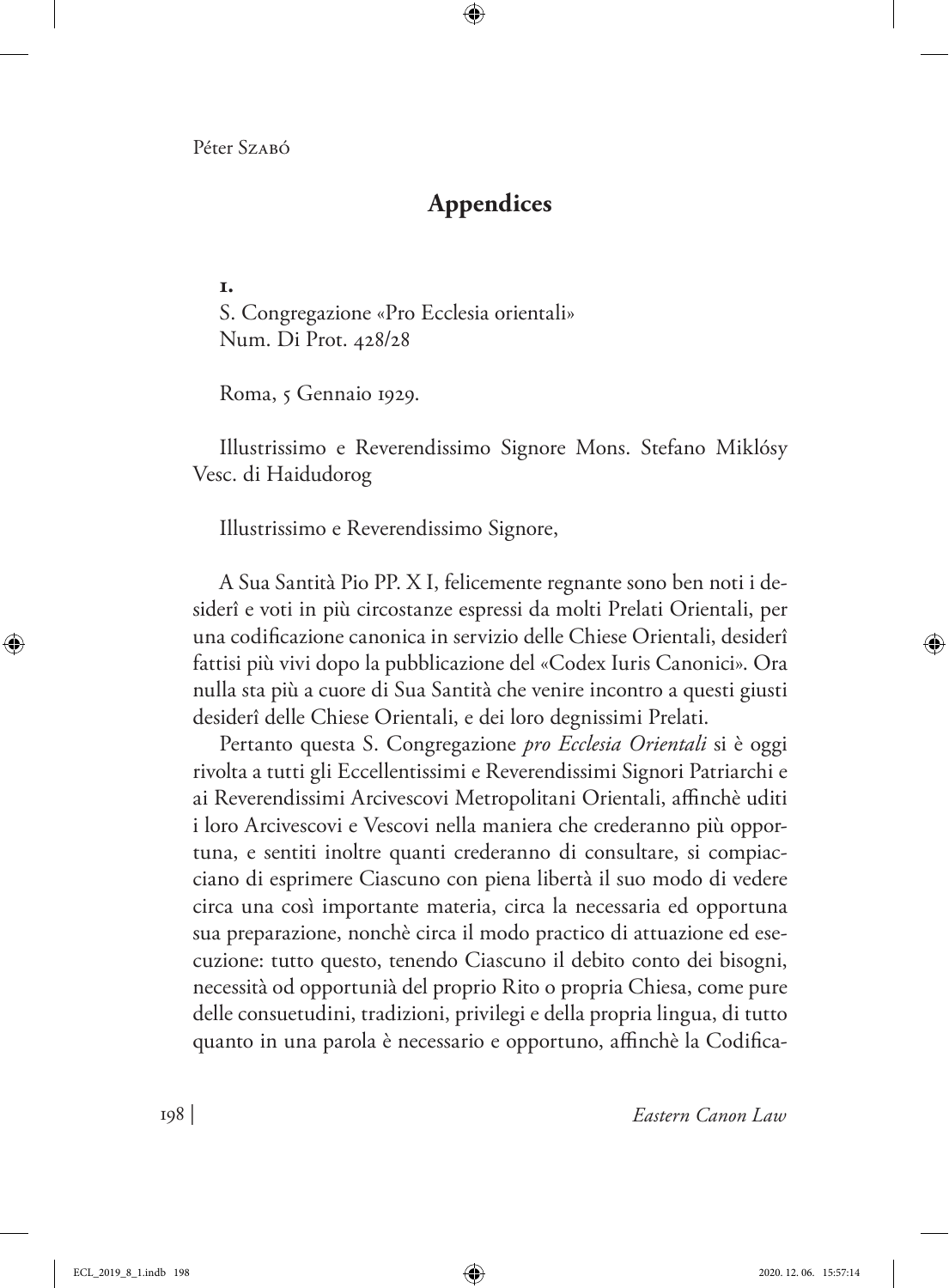## Appendices

**1.**
S. Congregazione «Pro Ecclesia orientali»
Num. Di Prot. 428/28

Roma, 5 Gennaio 1929.

Illustrissimo e Reverendissimo Signore Mons. Stefano Miklósy Vesc. di Haidudorog

Illustrissimo e Reverendissimo Signore,

A Sua Santità Pio PP. X I, felicemente regnante sono ben noti i desiderî e voti in più circostanze espressi da molti Prelati Orientali, per una codificazione canonica in servizio delle Chiese Orientali, desiderî fattisi più vivi dopo la pubblicazione del «Codex Iuris Canonici». Ora nulla sta più a cuore di Sua Santità che venire incontro a questi giusti desiderî delle Chiese Orientali, e dei loro degnissimi Prelati.

Pertanto questa S. Congregazione *pro Ecclesia Orientali* si è oggi rivolta a tutti gli Eccellentissimi e Reverendissimi Signori Patriarchi e ai Reverendissimi Arcivescovi Metropolitani Orientali, affinchè uditi i loro Arcivescovi e Vescovi nella maniera che crederanno più opportuna, e sentiti inoltre quanti crederanno di consultare, si compiacciano di esprimere Ciascuno con piena libertà il suo modo di vedere circa una così importante materia, circa la necessaria ed opportuna sua preparazione, nonchè circa il modo practico di attuazione ed esecuzione: tutto questo, tenendo Ciascuno il debito conto dei bisogni, necessità od opportunià del proprio Rito o propria Chiesa, come pure delle consuetudini, tradizioni, privilegi e della propria lingua, di tutto quanto in una parola è necessario e opportuno, affinchè la Codifica-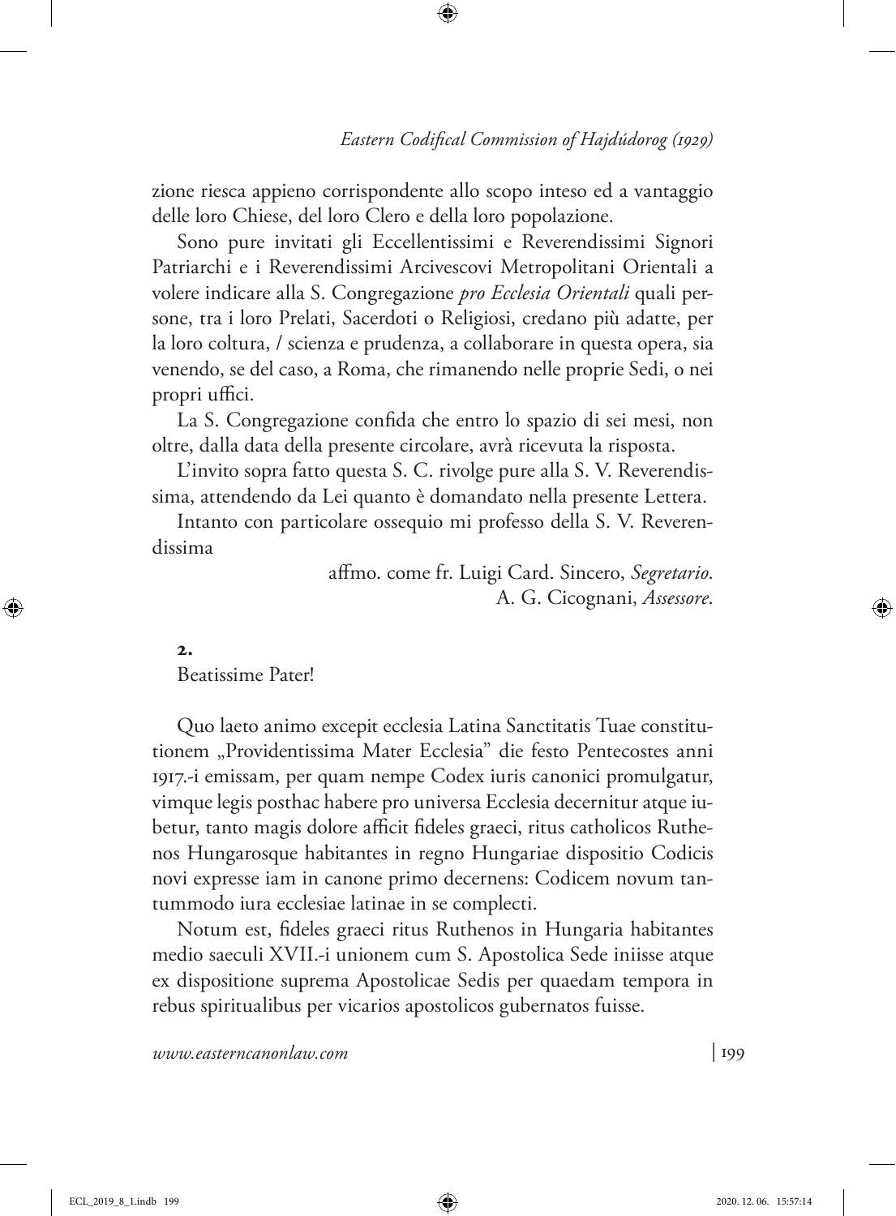zione riesca appieno corrispondente allo scopo inteso ed a vantaggio delle loro Chiese, del loro Clero e della loro popolazione.

Sono pure invitati gli Eccellentissimi e Reverendissimi Signori Patriarchi e i Reverendissimi Arcivescovi Metropolitani Orientali a volere indicare alla S. Congregazione *pro Ecclesia Orientali* quali persone, tra i loro Prelati, Sacerdoti o Religiosi, credano più adatte, per la loro coltura, / scienza e prudenza, a collaborare in questa opera, sia venendo, se del caso, a Roma, che rimanendo nelle proprie Sedi, o nei propri uffici.

La S. Congregazione confida che entro lo spazio di sei mesi, non oltre, dalla data della presente circolare, avrà ricevuta la risposta.

L'invito sopra fatto questa S. C. rivolge pure alla S. V. Reverendissima, attendendo da Lei quanto è domandato nella presente Lettera.

Intanto con particolare ossequio mi professo della S. V. Reverendissima

affmo. come fr. Luigi Card. Sincero, *Segretario*.
A. G. Cicognani, *Assessore*.

**2.**

Beatissime Pater!

Quo laeto animo excepit ecclesia Latina Sanctitatis Tuae constitutionem „Providentissima Mater Ecclesia" die festo Pentecostes anni 1917.-i emissam, per quam nempe Codex iuris canonici promulgatur, vimque legis posthac habere pro universa Ecclesia decernitur atque iubetur, tanto magis dolore afficit fideles graeci, ritus catholicos Ruthenos Hungarosque habitantes in regno Hungariae dispositio Codicis novi expresse iam in canone primo decernens: Codicem novum tantummodo iura ecclesiae latinae in se complecti.

Notum est, fideles graeci ritus Ruthenos in Hungaria habitantes medio saeculi XVII.-i unionem cum S. Apostolica Sede iniisse atque ex dispositione suprema Apostolicae Sedis per quaedam tempora in rebus spiritualibus per vicarios apostolicos gubernatos fuisse.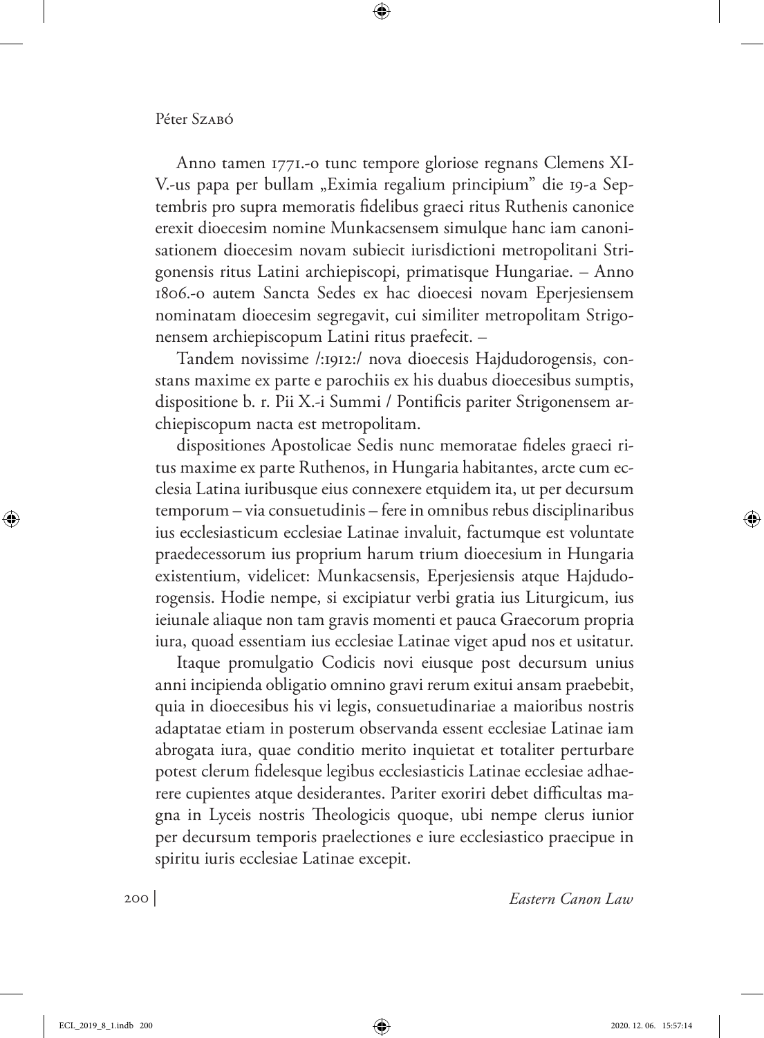Anno tamen 1771.-o tunc tempore gloriose regnans Clemens XIV.-us papa per bullam „Eximia regalium principium" die 19-a Septembris pro supra memoratis fidelibus graeci ritus Ruthenis canonice erexit dioecesim nomine Munkacsensem simulque hanc iam canonisationem dioecesim novam subiecit iurisdictioni metropolitani Strigonensis ritus Latini archiepiscopi, primatisque Hungariae. – Anno 1806.-o autem Sancta Sedes ex hac dioecesi novam Eperjesiensem nominatam dioecesim segregavit, cui similiter metropolitam Strigonensem archiepiscopum Latini ritus praefecit. –

Tandem novissime /:1912:/ nova dioecesis Hajdudorogensis, constans maxime ex parte e parochiis ex his duabus dioecesibus sumptis, dispositione b. r. Pii X.-i Summi / Pontificis pariter Strigonensem archiepiscopum nacta est metropolitam.

dispositiones Apostolicae Sedis nunc memoratae fideles graeci ritus maxime ex parte Ruthenos, in Hungaria habitantes, arcte cum ecclesia Latina iuribusque eius connexere etquidem ita, ut per decursum temporum – via consuetudinis – fere in omnibus rebus disciplinaribus ius ecclesiasticum ecclesiae Latinae invaluit, factumque est voluntate praedecessorum ius proprium harum trium dioecesium in Hungaria existentium, videlicet: Munkacsensis, Eperjesiensis atque Hajdudorogensis. Hodie nempe, si excipiatur verbi gratia ius Liturgicum, ius ieiunale aliaque non tam gravis momenti et pauca Graecorum propria iura, quoad essentiam ius ecclesiae Latinae viget apud nos et usitatur.

Itaque promulgatio Codicis novi eiusque post decursum unius anni incipienda obligatio omnino gravi rerum exitui ansam praebebit, quia in dioecesibus his vi legis, consuetudinariae a maioribus nostris adaptatae etiam in posterum observanda essent ecclesiae Latinae iam abrogata iura, quae conditio merito inquietat et totaliter perturbare potest clerum fidelesque legibus ecclesiasticis Latinae ecclesiae adhaerere cupientes atque desiderantes. Pariter exoriri debet difficultas magna in Lyceis nostris Theologicis quoque, ubi nempe clerus iunior per decursum temporis praelectiones e iure ecclesiastico praecipue in spiritu iuris ecclesiae Latinae excepit.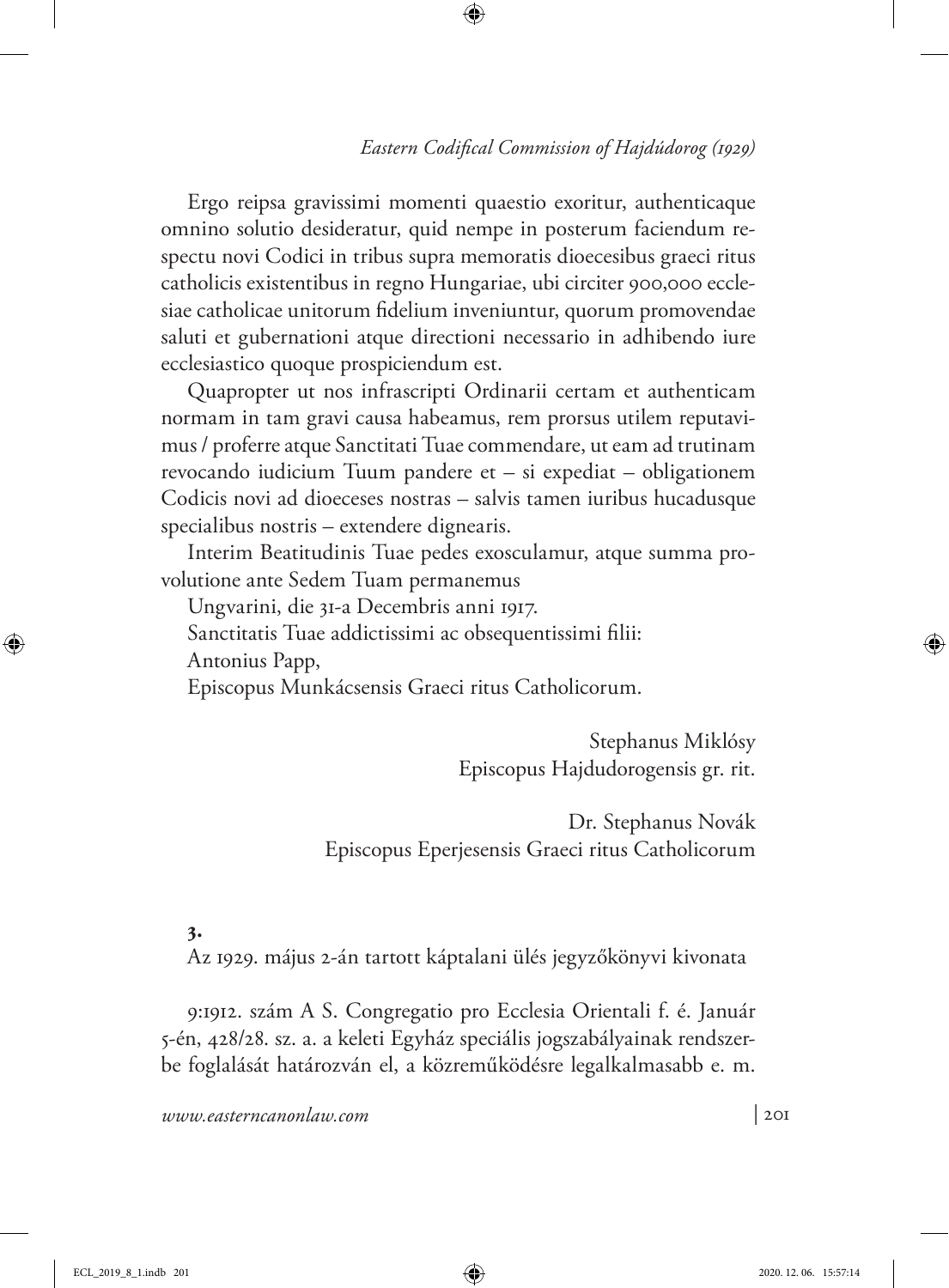Ergo reipsa gravissimi momenti quaestio exoritur, authenticaque omnino solutio desideratur, quid nempe in posterum faciendum respectu novi Codici in tribus supra memoratis dioecesibus graeci ritus catholicis existentibus in regno Hungariae, ubi circiter 900,000 ecclesiae catholicae unitorum fidelium inveniuntur, quorum promovendae saluti et gubernationi atque directioni necessario in adhibendo iure ecclesiastico quoque prospiciendum est.

Quapropter ut nos infrascripti Ordinarii certam et authenticam normam in tam gravi causa habeamus, rem prorsus utilem reputavimus / proferre atque Sanctitati Tuae commendare, ut eam ad trutinam revocando iudicium Tuum pandere et – si expediat – obligationem Codicis novi ad dioeceses nostras – salvis tamen iuribus hucadusque specialibus nostris – extendere digneartis.

Interim Beatitudinis Tuae pedes exosculamur, atque summa provolutione ante Sedem Tuam permanemus

Ungvarini, die 31-a Decembris anni 1917.

Sanctitatis Tuae addictissimi ac obsequentissimi filii:

Antonius Papp,

Episcopus Munkácsensis Graeci ritus Catholicorum.

Stephanus Miklósy
Episcopus Hajdudorogensis gr. rit.

Dr. Stephanus Novák
Episcopus Eperjesensis Graeci ritus Catholicorum

**3.**

Az 1929. május 2-án tartott káptalani ülés jegyzőkönyvi kivonata

9:1912. szám A S. Congregatio pro Ecclesia Orientali f. é. Január 5-én, 428/28. sz. a. a keleti Egyház speciális jogszabályainak rendszerbe foglalását határozván el, a közreműködésre legalkalmasabb e. m.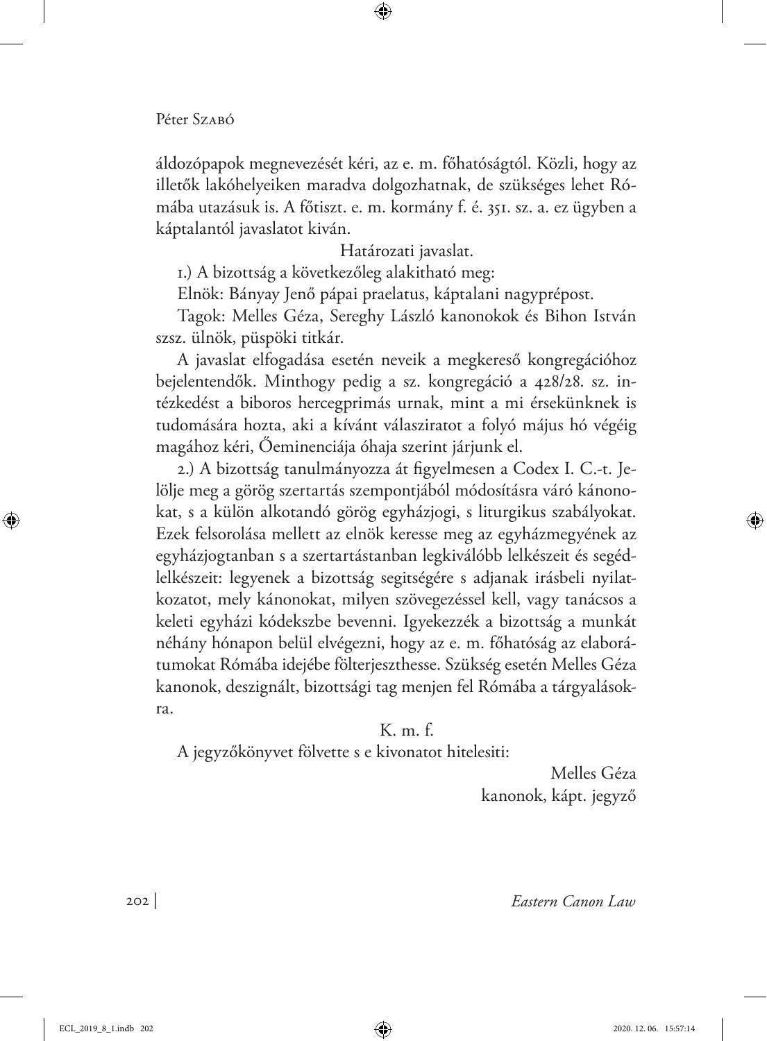áldozópapok megnevezését kéri, az e. m. főhatóságtól. Közli, hogy az illetők lakóhelyeiken maradva dolgozhatnak, de szükséges lehet Rómába utazásuk is. A főtiszt. e. m. kormány f. é. 351. sz. a. ez ügyben a káptalantól javaslatot kíván.

Határozati javaslat.

1.) A bizottság a következőleg alakitható meg:

Elnök: Bányay Jenő pápai praelatus, káptalani nagyprépost.

Tagok: Melles Géza, Sereghy László kanonokok és Bihon István szsz. ülnök, püspöki titkár.

A javaslat elfogadása esetén neveik a megkereső kongregációhoz bejelentendők. Minthogy pedig a sz. kongregáció a 428/28. sz. intézkedést a biboros hercegprimás urnak, mint a mi érsekünknek is tudomására hozta, aki a kívánt válasziratot a folyó május hó végéig magához kéri, Őeminenciája óhaja szerint járjunk el.

2.) A bizottság tanulmányozza át figyelmesen a Codex I. C.-t. Jelölje meg a görög szertartás szempontjából módosításra váró kánonokat, s a külön alkotandó görög egyházjogi, s liturgikus szabályokat. Ezek felsorolása mellett az elnök keresse meg az egyházmegyének az egyházjogtanban s a szertartástanban legkiválóbb lelkészeit és segédlelkészeit: legyenek a bizottság segitségére s adjanak irásbeli nyilatkozatot, mely kánonokat, milyen szövegezéssel kell, vagy tanácsos a keleti egyházi kódekszbe bevenni. Igyekezzék a bizottság a munkát néhány hónapon belül elvégezni, hogy az e. m. főhatóság az elaborátumokat Rómába idejébe fölterjeszthesse. Szükség esetén Melles Géza kanonok, deszignált, bizottsági tag menjen fel Rómába a tárgyalásokra.

K. m. f.

A jegyzőkönyvet fölvette s e kivonatot hitelesiti:

Melles Géza
kanonok, kápt. jegyző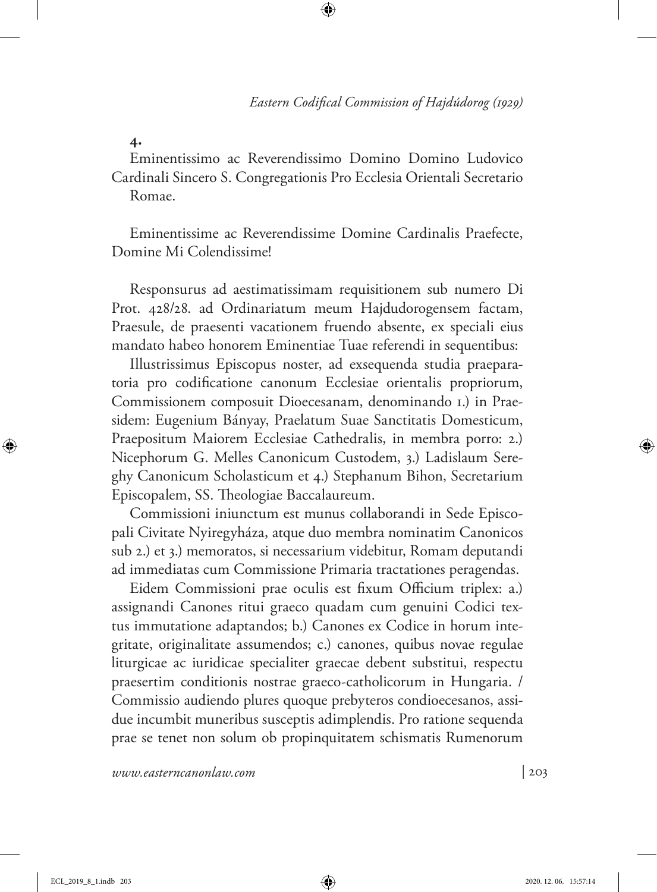**4.**

Eminentissimo ac Reverendissimo Domino Domino Ludovico Cardinali Sincero S. Congregationis Pro Ecclesia Orientali Secretario Romae.

Eminentissime ac Reverendissime Domine Cardinalis Praefecte, Domine Mi Colendissime!

Responsurus ad aestimatissimam requisitionem sub numero Di Prot. 428/28. ad Ordinariatum meum Hajdudorogensem factam, Praesule, de praesenti vacationem fruendo absente, ex speciali eius mandato habeo honorem Eminentiae Tuae referendi in sequentibus:

Illustrissimus Episcopus noster, ad exsequenda studia praeparatoria pro codificatione canonum Ecclesiae orientalis propriorum, Commissionem composuit Dioecesanam, denominando 1.) in Praesidem: Eugenium Bányay, Praelatum Suae Sanctitatis Domesticum, Praepositum Maiorem Ecclesiae Cathedralis, in membra porro: 2.) Nicephorum G. Melles Canonicum Custodem, 3.) Ladislaum Sereghy Canonicum Scholasticum et 4.) Stephanum Bihon, Secretarium Episcopalem, SS. Theologiae Baccalaureum.

Commissioni iniunctum est munus collaborandi in Sede Episcopali Civitate Nyiregyháza, atque duo membra nominatim Canonicos sub 2.) et 3.) memoratos, si necessarium videbitur, Romam deputandi ad immediatas cum Commissione Primaria tractationes peragendas.

Eidem Commissioni prae oculis est fixum Officium triplex: a.) assignandi Canones ritui graeco quadam cum genuini Codici textus immutatione adaptandos; b.) Canones ex Codice in horum integritate, originalitate assumendos; c.) canones, quibus novae regulae liturgicae ac iuridicae specialiter graecae debent substitui, respectu praesertim conditionis nostrae graeco-catholicorum in Hungaria. / Commissio audiendo plures quoque prebyteros condioecesanos, assidue incumbit muneribus susceptis adimplendis. Pro ratione sequenda prae se tenet non solum ob propinquitatem schismatis Rumenorum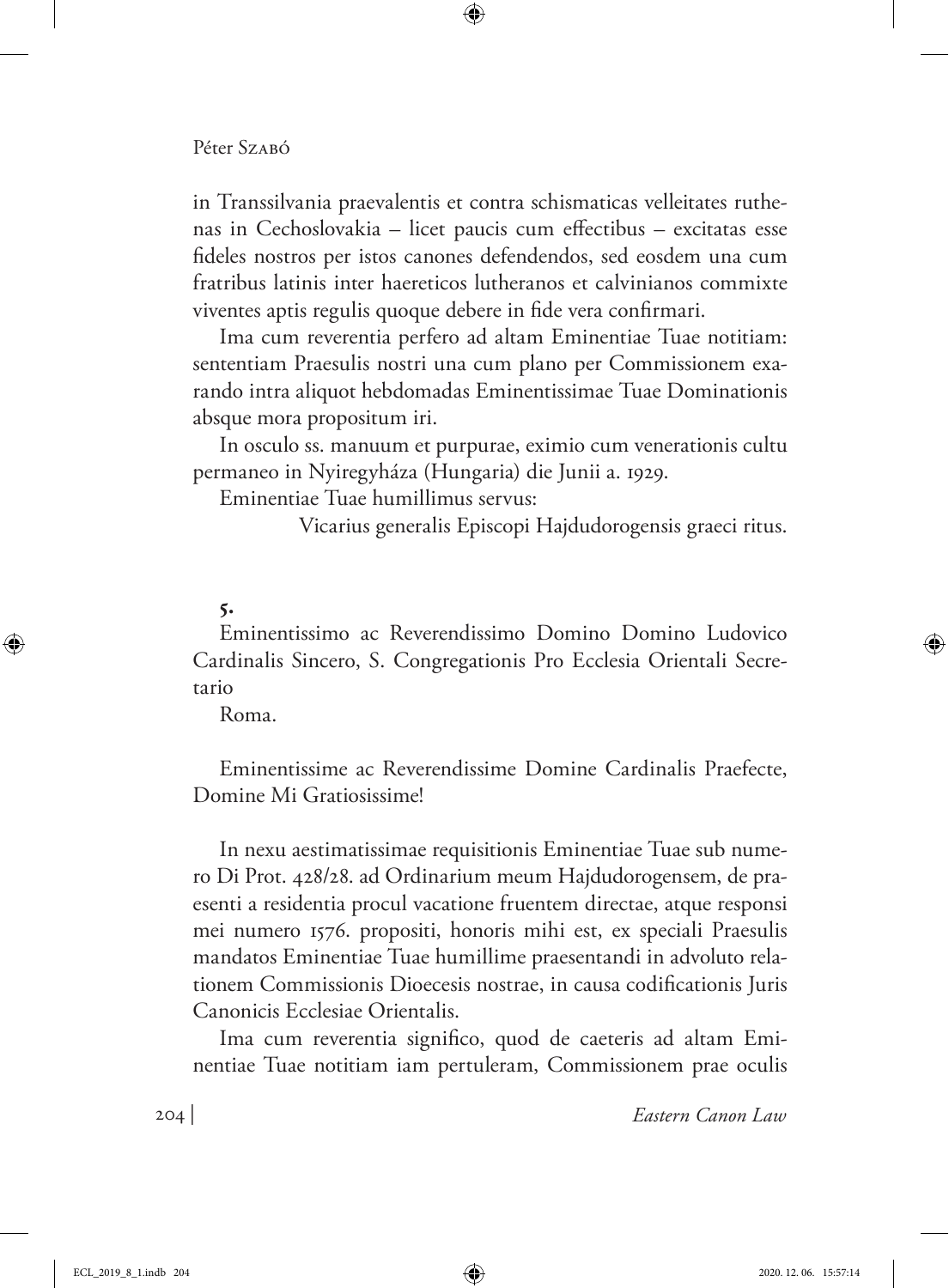in Transsilvania praevalentis et contra schismaticas velleitates ruthenas in Cechoslovakia – licet paucis cum effectibus – excitatas esse fideles nostros per istos canones defendendos, sed eosdem una cum fratribus latinis inter haereticos lutheranos et calvinianos commixte viventes aptis regulis quoque debere in fide vera confirmari.

Ima cum reverentia perfero ad altam Eminentiae Tuae notitiam: sententiam Praesulis nostri una cum plano per Commissionem exarando intra aliquot hebdomadas Eminentissimae Tuae Dominationis absque mora propositum iri.

In osculo ss. manuum et purpurae, eximio cum venerationis cultu permaneo in Nyiregyháza (Hungaria) die Junii a. 1929.

Eminentiae Tuae humillimus servus:

Vicarius generalis Episcopi Hajdudorogensis graeci ritus.

**5.**

Eminentissimo ac Reverendissimo Domino Domino Ludovico Cardinalis Sincero, S. Congregationis Pro Ecclesia Orientali Secretario

Roma.

Eminentissime ac Reverendissime Domine Cardinalis Praefecte, Domine Mi Gratiosissime!

In nexu aestimatissimae requisitionis Eminentiae Tuae sub numero Di Prot. 428/28. ad Ordinarium meum Hajdudorogensem, de praesenti a residentia procul vacatione fruentem directae, atque responsi mei numero 1576. propositi, honoris mihi est, ex speciali Praesulis mandatos Eminentiae Tuae humillime praesentandi in advoluto relationem Commissionis Dioecesis nostrae, in causa codificationis Juris Canonicis Ecclesiae Orientalis.

Ima cum reverentia significo, quod de caeteris ad altam Eminentiae Tuae notitiam iam pertuleram, Commissionem prae oculis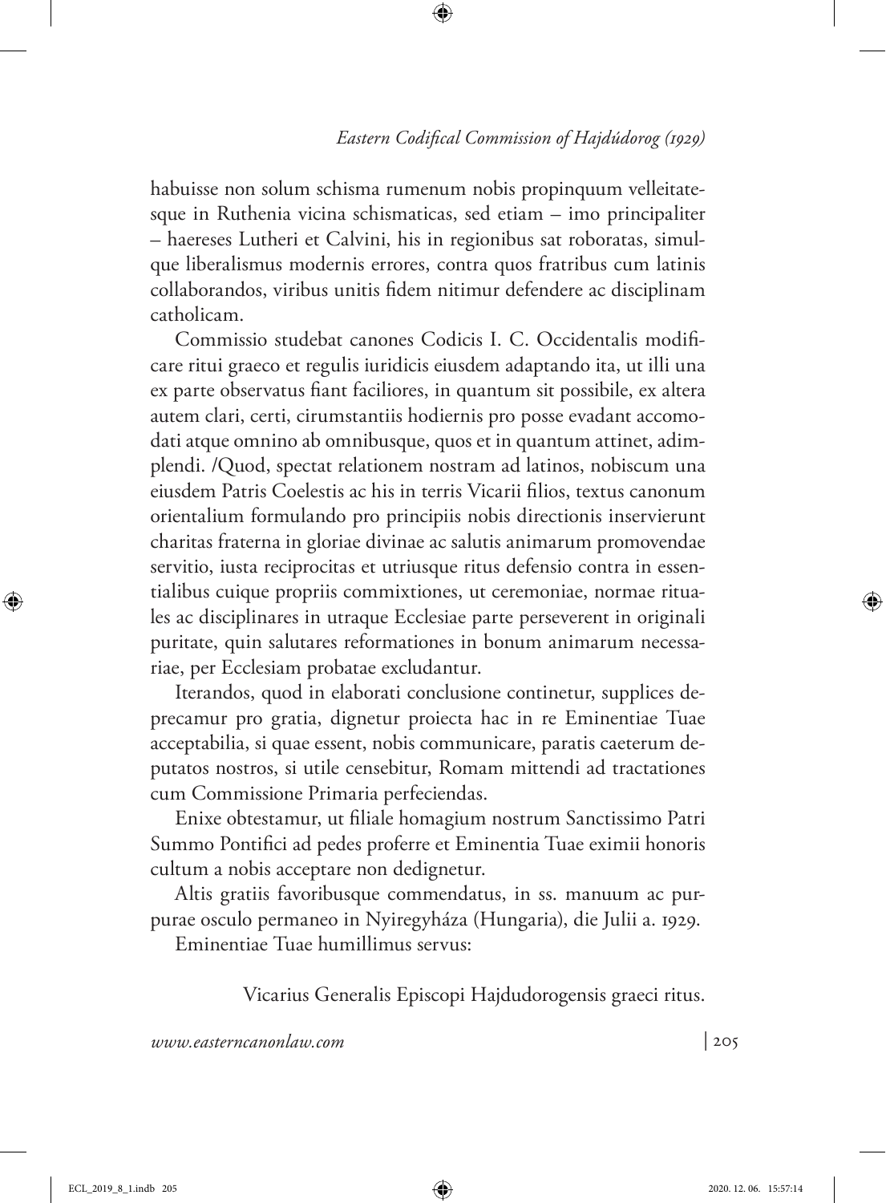habuisse non solum schisma rumenum nobis propinquum velleitatesque in Ruthenia vicina schismaticas, sed etiam – imo principaliter – haereses Lutheri et Calvini, his in regionibus sat roboratas, simulque liberalismus modernis errores, contra quos fratribus cum latinis collaborandos, viribus unitis fidem nitimur defendere ac disciplinam catholicam.

Commissio studebat canones Codicis I. C. Occidentalis modificare ritui graeco et regulis iuridicis eiusdem adaptando ita, ut illi una ex parte observatus fiant faciliores, in quantum sit possibile, ex altera autem clari, certi, cirumstantiis hodiernis pro posse evadant accomodati atque omnino ab omnibusque, quos et in quantum attinet, adimplendi. /Quod, spectat relationem nostram ad latinos, nobiscum una eiusdem Patris Coelestis ac his in terris Vicarii filios, textus canonum orientalium formulando pro principiis nobis directionis inservierunt charitas fraterna in gloriae divinae ac salutis animarum promovendae servitio, iusta reciprocitas et utriusque ritus defensio contra in essentialibus cuique propriis commixtiones, ut ceremoniae, normae rituales ac disciplinares in utraque Ecclesiae parte perseverent in originali puritate, quin salutares reformationes in bonum animarum necessariae, per Ecclesiam probatae excludantur.

Iterandos, quod in elaborati conclusione continetur, supplices deprecamur pro gratia, dignetur proiecta hac in re Eminentiae Tuae acceptabilia, si quae essent, nobis communicare, paratis caeterum deputatos nostros, si utile censebitur, Romam mittendi ad tractationes cum Commissione Primaria perfeciendas.

Enixe obtestamur, ut filiale homagium nostrum Sanctissimo Patri Summo Pontifici ad pedes proferre et Eminentia Tuae eximii honoris cultum a nobis acceptare non dedignetur.

Altis gratiis favoribusque commendatus, in ss. manuum ac purpurae osculo permaneo in Nyiregyháza (Hungaria), die Julii a. 1929.

Eminentiae Tuae humillimus servus:

Vicarius Generalis Episcopi Hajdudorogensis graeci ritus.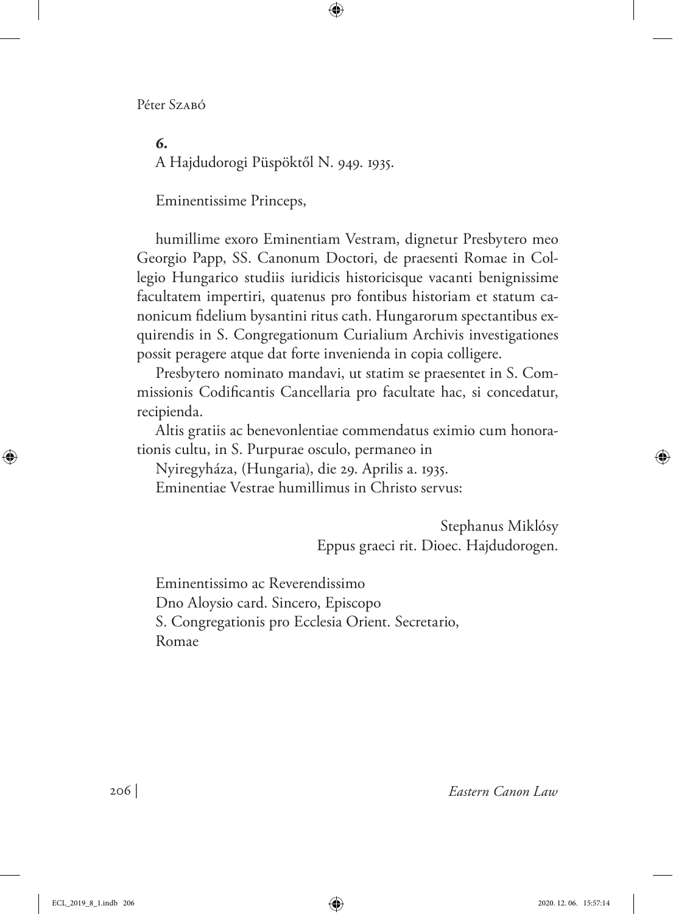**6.**

A Hajdudorogi Püspöktől N. 949. 1935.

Eminentissime Princeps,

humillime exoro Eminentiam Vestram, dignetur Presbytero meo Georgio Papp, SS. Canonum Doctori, de praesenti Romae in Collegio Hungarico studiis iuridicis historicisque vacanti benignissime facultatem impertiri, quatenus pro fontibus historiam et statum canonicum fidelium bysantini ritus cath. Hungarorum spectantibus exquirendis in S. Congregationum Curialium Archivis investigationes possit peragere atque dat forte invenienda in copia colligere.

Presbytero nominato mandavi, ut statim se praesentet in S. Commissionis Codificantis Cancellaria pro facultate hac, si concedatur, recipienda.

Altis gratiis ac benevonlentiae commendatus eximio cum honorationis cultu, in S. Purpurae osculo, permaneo in

Nyiregyháza, (Hungaria), die 29. Aprilis a. 1935.

Eminentiae Vestrae humillimus in Christo servus:

Stephanus Miklósy
Eppus graeci rit. Dioec. Hajdudorogen.

Eminentissimo ac Reverendissimo
Dno Aloysio card. Sincero, Episcopo
S. Congregationis pro Ecclesia Orient. Secretario,
Romae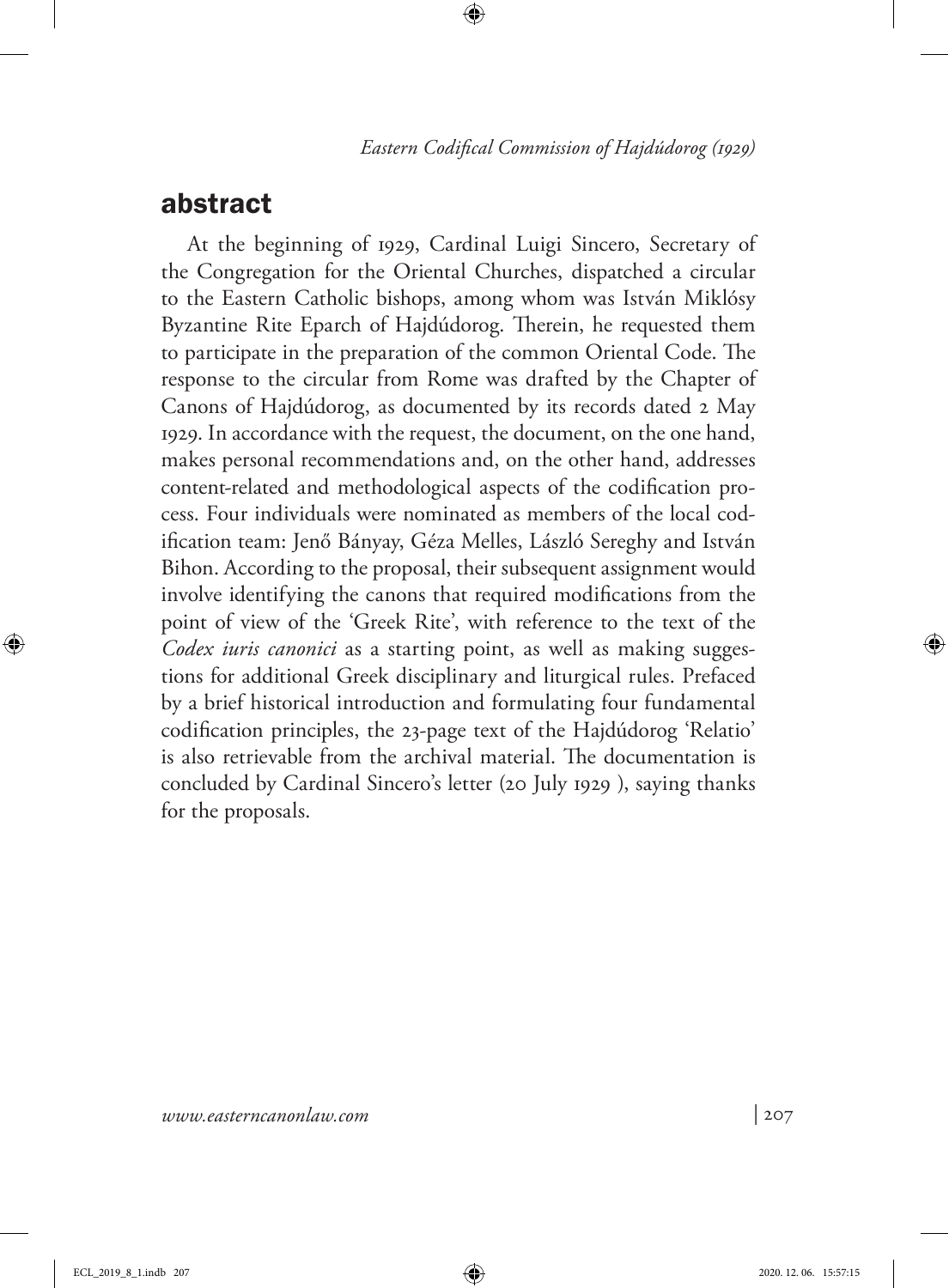## abstract

At the beginning of 1929, Cardinal Luigi Sincero, Secretary of the Congregation for the Oriental Churches, dispatched a circular to the Eastern Catholic bishops, among whom was István Miklósy Byzantine Rite Eparch of Hajdúdorog. Therein, he requested them to participate in the preparation of the common Oriental Code. The response to the circular from Rome was drafted by the Chapter of Canons of Hajdúdorog, as documented by its records dated 2 May 1929. In accordance with the request, the document, on the one hand, makes personal recommendations and, on the other hand, addresses content-related and methodological aspects of the codification process. Four individuals were nominated as members of the local codification team: Jenő Bányay, Géza Melles, László Sereghy and István Bihon. According to the proposal, their subsequent assignment would involve identifying the canons that required modifications from the point of view of the 'Greek Rite', with reference to the text of the *Codex iuris canonici* as a starting point, as well as making suggestions for additional Greek disciplinary and liturgical rules. Prefaced by a brief historical introduction and formulating four fundamental codification principles, the 23-page text of the Hajdúdorog 'Relatio' is also retrievable from the archival material. The documentation is concluded by Cardinal Sincero's letter (20 July 1929 ), saying thanks for the proposals.